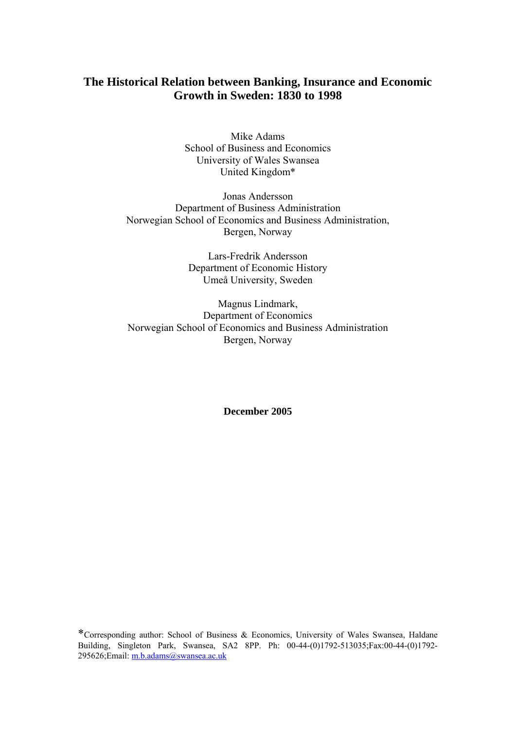# The Historical Relation between Banking, Insurance and Economic Growth in Sweden: 1830 to 1998

Mike Adams
School of Business and Economics
University of Wales Swansea
United Kingdom*

Jonas Andersson
Department of Business Administration
Norwegian School of Economics and Business Administration,
Bergen, Norway

Lars-Fredrik Andersson
Department of Economic History
Umeå University, Sweden

Magnus Lindmark,
Department of Economics
Norwegian School of Economics and Business Administration
Bergen, Norway

**December 2005**

*Corresponding author: School of Business & Economics, University of Wales Swansea, Haldane Building, Singleton Park, Swansea, SA2 8PP. Ph: 00-44-(0)1792-513035;Fax:00-44-(0)1792-295626;Email: m.b.adams@swansea.ac.uk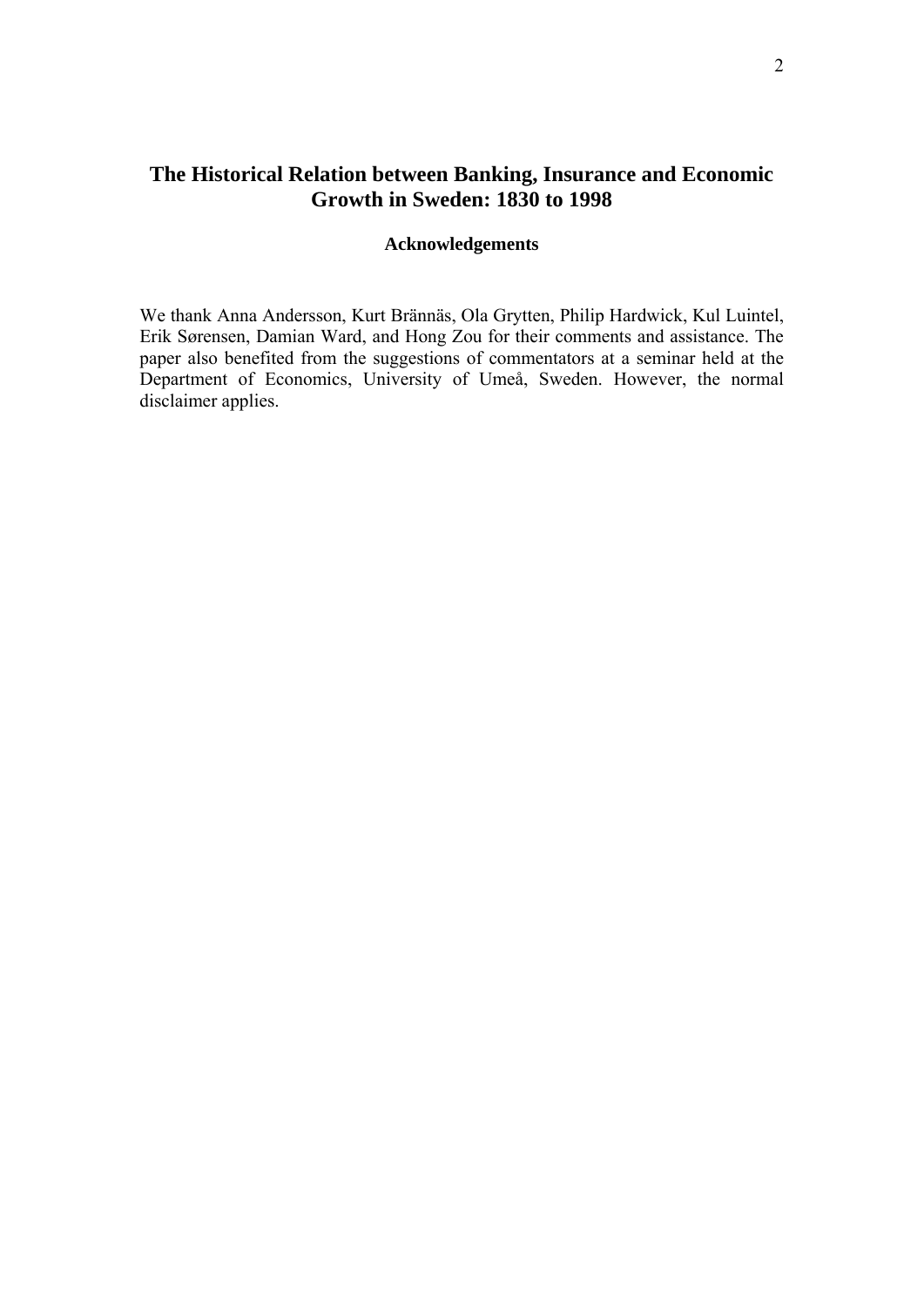# The Historical Relation between Banking, Insurance and Economic Growth in Sweden: 1830 to 1998

### Acknowledgements

We thank Anna Andersson, Kurt Brännäs, Ola Grytten, Philip Hardwick, Kul Luintel, Erik Sørensen, Damian Ward, and Hong Zou for their comments and assistance. The paper also benefited from the suggestions of commentators at a seminar held at the Department of Economics, University of Umeå, Sweden. However, the normal disclaimer applies.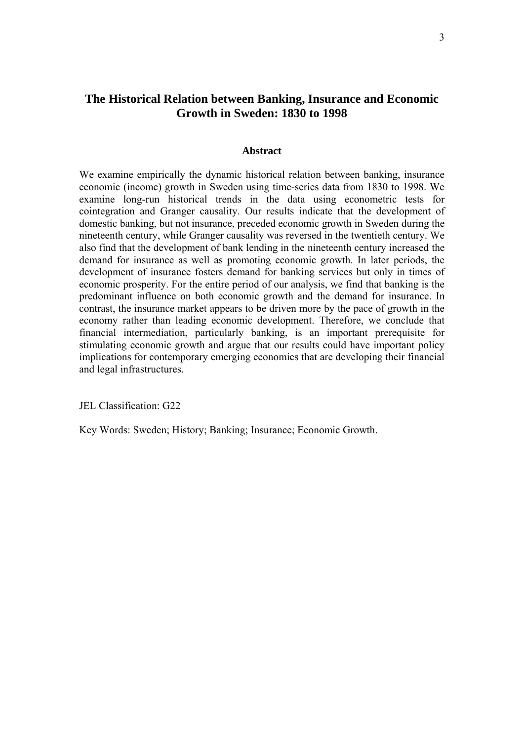# The Historical Relation between Banking, Insurance and Economic Growth in Sweden: 1830 to 1998

## Abstract

We examine empirically the dynamic historical relation between banking, insurance economic (income) growth in Sweden using time-series data from 1830 to 1998. We examine long-run historical trends in the data using econometric tests for cointegration and Granger causality. Our results indicate that the development of domestic banking, but not insurance, preceded economic growth in Sweden during the nineteenth century, while Granger causality was reversed in the twentieth century. We also find that the development of bank lending in the nineteenth century increased the demand for insurance as well as promoting economic growth. In later periods, the development of insurance fosters demand for banking services but only in times of economic prosperity. For the entire period of our analysis, we find that banking is the predominant influence on both economic growth and the demand for insurance. In contrast, the insurance market appears to be driven more by the pace of growth in the economy rather than leading economic development. Therefore, we conclude that financial intermediation, particularly banking, is an important prerequisite for stimulating economic growth and argue that our results could have important policy implications for contemporary emerging economies that are developing their financial and legal infrastructures.

JEL Classification: G22

Key Words: Sweden; History; Banking; Insurance; Economic Growth.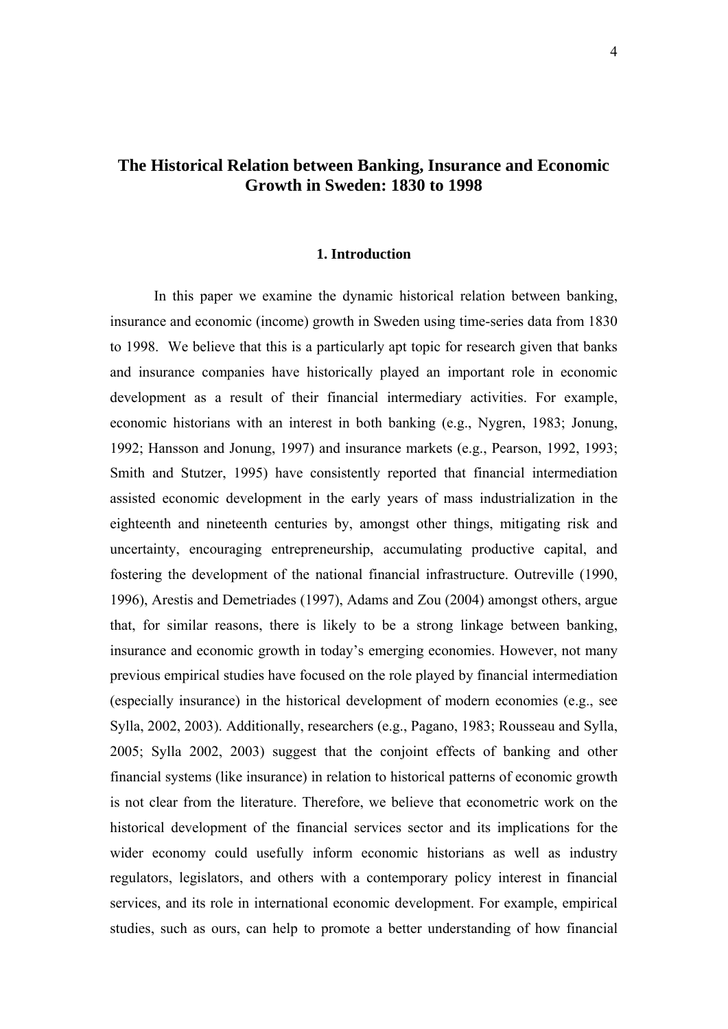# The Historical Relation between Banking, Insurance and Economic Growth in Sweden: 1830 to 1998

## 1. Introduction

In this paper we examine the dynamic historical relation between banking, insurance and economic (income) growth in Sweden using time-series data from 1830 to 1998. We believe that this is a particularly apt topic for research given that banks and insurance companies have historically played an important role in economic development as a result of their financial intermediary activities. For example, economic historians with an interest in both banking (e.g., Nygren, 1983; Jonung, 1992; Hansson and Jonung, 1997) and insurance markets (e.g., Pearson, 1992, 1993; Smith and Stutzer, 1995) have consistently reported that financial intermediation assisted economic development in the early years of mass industrialization in the eighteenth and nineteenth centuries by, amongst other things, mitigating risk and uncertainty, encouraging entrepreneurship, accumulating productive capital, and fostering the development of the national financial infrastructure. Outreville (1990, 1996), Arestis and Demetriades (1997), Adams and Zou (2004) amongst others, argue that, for similar reasons, there is likely to be a strong linkage between banking, insurance and economic growth in today's emerging economies. However, not many previous empirical studies have focused on the role played by financial intermediation (especially insurance) in the historical development of modern economies (e.g., see Sylla, 2002, 2003). Additionally, researchers (e.g., Pagano, 1983; Rousseau and Sylla, 2005; Sylla 2002, 2003) suggest that the conjoint effects of banking and other financial systems (like insurance) in relation to historical patterns of economic growth is not clear from the literature. Therefore, we believe that econometric work on the historical development of the financial services sector and its implications for the wider economy could usefully inform economic historians as well as industry regulators, legislators, and others with a contemporary policy interest in financial services, and its role in international economic development. For example, empirical studies, such as ours, can help to promote a better understanding of how financial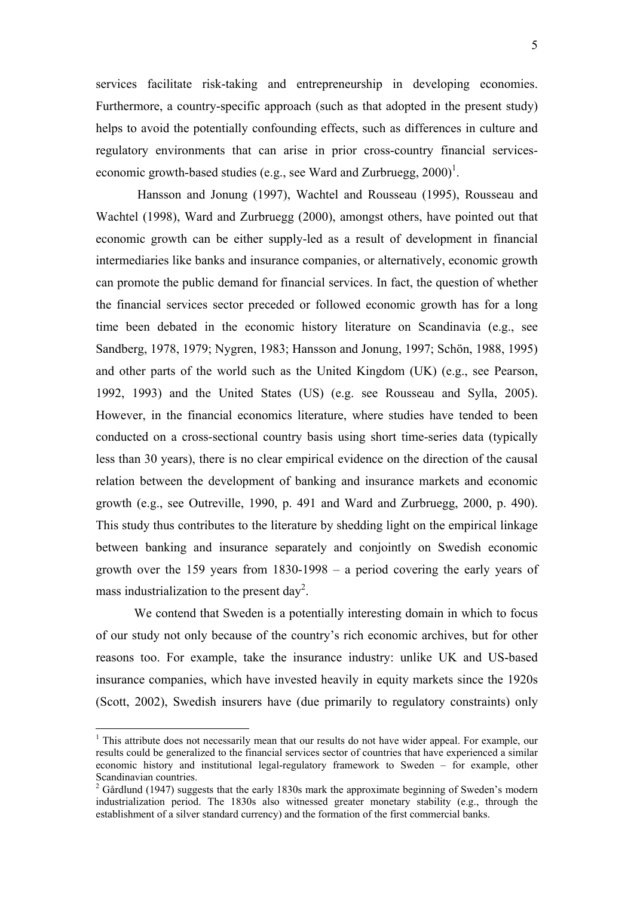services facilitate risk-taking and entrepreneurship in developing economies. Furthermore, a country-specific approach (such as that adopted in the present study) helps to avoid the potentially confounding effects, such as differences in culture and regulatory environments that can arise in prior cross-country financial services-economic growth-based studies (e.g., see Ward and Zurbruegg, 2000)[1].

Hansson and Jonung (1997), Wachtel and Rousseau (1995), Rousseau and Wachtel (1998), Ward and Zurbruegg (2000), amongst others, have pointed out that economic growth can be either supply-led as a result of development in financial intermediaries like banks and insurance companies, or alternatively, economic growth can promote the public demand for financial services. In fact, the question of whether the financial services sector preceded or followed economic growth has for a long time been debated in the economic history literature on Scandinavia (e.g., see Sandberg, 1978, 1979; Nygren, 1983; Hansson and Jonung, 1997; Schön, 1988, 1995) and other parts of the world such as the United Kingdom (UK) (e.g., see Pearson, 1992, 1993) and the United States (US) (e.g. see Rousseau and Sylla, 2005). However, in the financial economics literature, where studies have tended to been conducted on a cross-sectional country basis using short time-series data (typically less than 30 years), there is no clear empirical evidence on the direction of the causal relation between the development of banking and insurance markets and economic growth (e.g., see Outreville, 1990, p. 491 and Ward and Zurbruegg, 2000, p. 490). This study thus contributes to the literature by shedding light on the empirical linkage between banking and insurance separately and conjointly on Swedish economic growth over the 159 years from 1830-1998 – a period covering the early years of mass industrialization to the present day[2].

We contend that Sweden is a potentially interesting domain in which to focus of our study not only because of the country's rich economic archives, but for other reasons too. For example, take the insurance industry: unlike UK and US-based insurance companies, which have invested heavily in equity markets since the 1920s (Scott, 2002), Swedish insurers have (due primarily to regulatory constraints) only

[1] This attribute does not necessarily mean that our results do not have wider appeal. For example, our results could be generalized to the financial services sector of countries that have experienced a similar economic history and institutional legal-regulatory framework to Sweden – for example, other Scandinavian countries.

[2] Gårdlund (1947) suggests that the early 1830s mark the approximate beginning of Sweden's modern industrialization period. The 1830s also witnessed greater monetary stability (e.g., through the establishment of a silver standard currency) and the formation of the first commercial banks.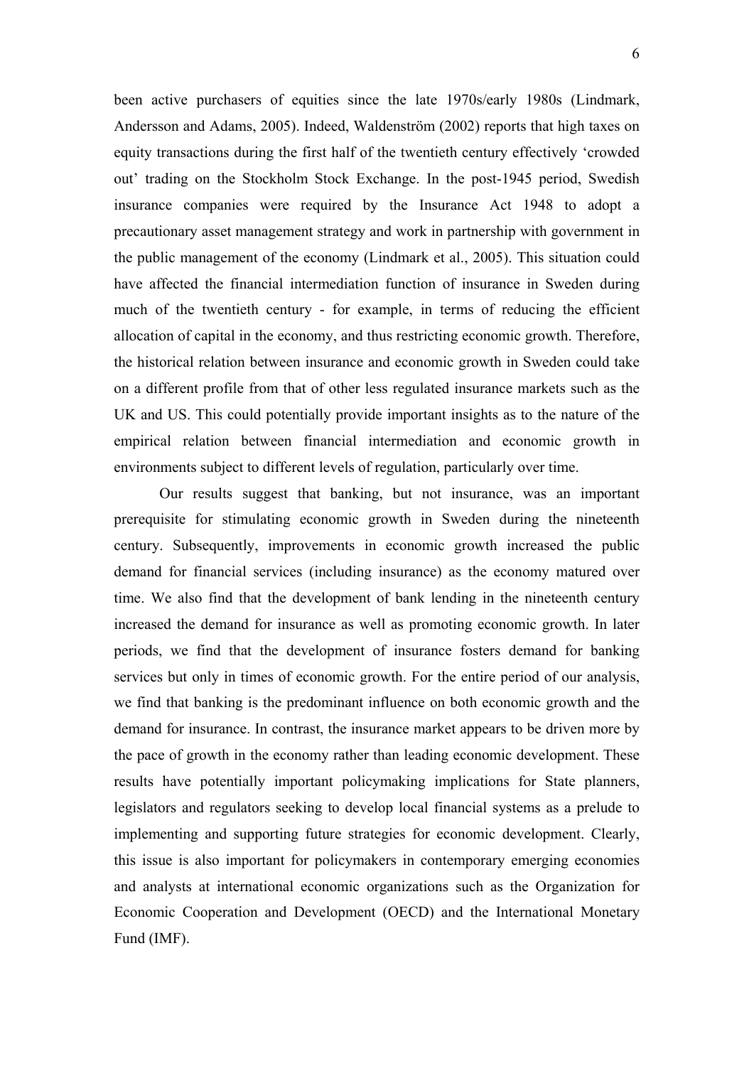been active purchasers of equities since the late 1970s/early 1980s (Lindmark, Andersson and Adams, 2005). Indeed, Waldenström (2002) reports that high taxes on equity transactions during the first half of the twentieth century effectively 'crowded out' trading on the Stockholm Stock Exchange. In the post-1945 period, Swedish insurance companies were required by the Insurance Act 1948 to adopt a precautionary asset management strategy and work in partnership with government in the public management of the economy (Lindmark et al., 2005). This situation could have affected the financial intermediation function of insurance in Sweden during much of the twentieth century - for example, in terms of reducing the efficient allocation of capital in the economy, and thus restricting economic growth. Therefore, the historical relation between insurance and economic growth in Sweden could take on a different profile from that of other less regulated insurance markets such as the UK and US. This could potentially provide important insights as to the nature of the empirical relation between financial intermediation and economic growth in environments subject to different levels of regulation, particularly over time.

Our results suggest that banking, but not insurance, was an important prerequisite for stimulating economic growth in Sweden during the nineteenth century. Subsequently, improvements in economic growth increased the public demand for financial services (including insurance) as the economy matured over time. We also find that the development of bank lending in the nineteenth century increased the demand for insurance as well as promoting economic growth. In later periods, we find that the development of insurance fosters demand for banking services but only in times of economic growth. For the entire period of our analysis, we find that banking is the predominant influence on both economic growth and the demand for insurance. In contrast, the insurance market appears to be driven more by the pace of growth in the economy rather than leading economic development. These results have potentially important policymaking implications for State planners, legislators and regulators seeking to develop local financial systems as a prelude to implementing and supporting future strategies for economic development. Clearly, this issue is also important for policymakers in contemporary emerging economies and analysts at international economic organizations such as the Organization for Economic Cooperation and Development (OECD) and the International Monetary Fund (IMF).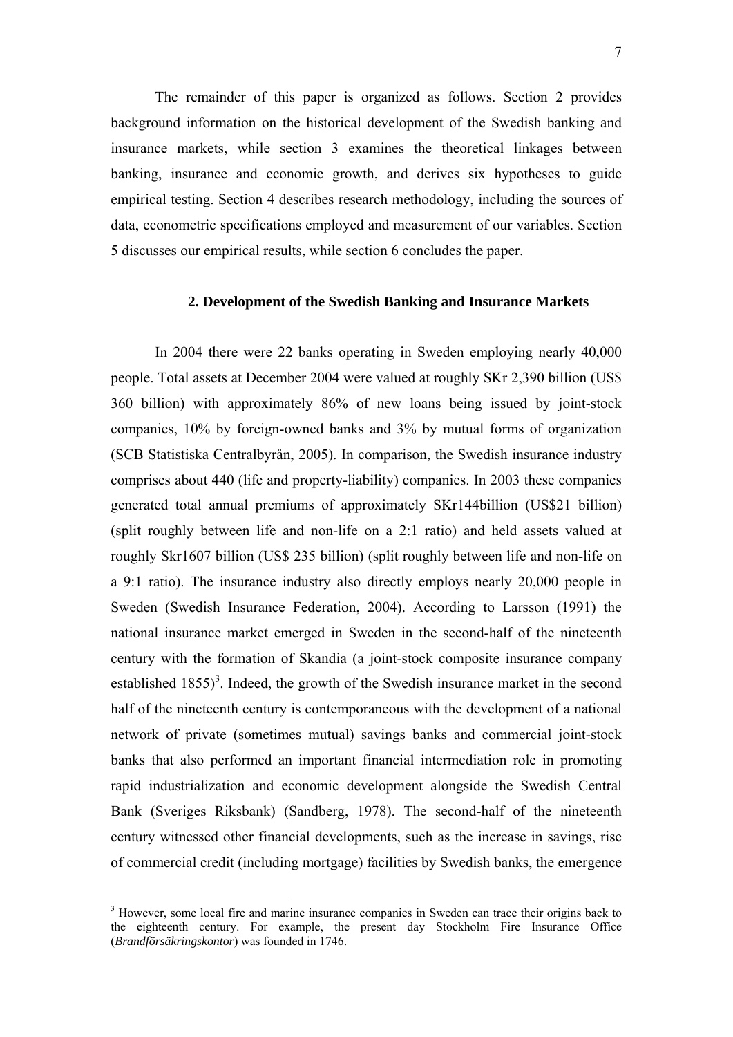The remainder of this paper is organized as follows. Section 2 provides background information on the historical development of the Swedish banking and insurance markets, while section 3 examines the theoretical linkages between banking, insurance and economic growth, and derives six hypotheses to guide empirical testing. Section 4 describes research methodology, including the sources of data, econometric specifications employed and measurement of our variables. Section 5 discusses our empirical results, while section 6 concludes the paper.

## 2. Development of the Swedish Banking and Insurance Markets

In 2004 there were 22 banks operating in Sweden employing nearly 40,000 people. Total assets at December 2004 were valued at roughly SKr 2,390 billion (US$ 360 billion) with approximately 86% of new loans being issued by joint-stock companies, 10% by foreign-owned banks and 3% by mutual forms of organization (SCB Statistiska Centralbyrån, 2005). In comparison, the Swedish insurance industry comprises about 440 (life and property-liability) companies. In 2003 these companies generated total annual premiums of approximately SKr144billion (US$21 billion) (split roughly between life and non-life on a 2:1 ratio) and held assets valued at roughly Skr1607 billion (US$ 235 billion) (split roughly between life and non-life on a 9:1 ratio). The insurance industry also directly employs nearly 20,000 people in Sweden (Swedish Insurance Federation, 2004). According to Larsson (1991) the national insurance market emerged in Sweden in the second-half of the nineteenth century with the formation of Skandia (a joint-stock composite insurance company established 1855)[3]. Indeed, the growth of the Swedish insurance market in the second half of the nineteenth century is contemporaneous with the development of a national network of private (sometimes mutual) savings banks and commercial joint-stock banks that also performed an important financial intermediation role in promoting rapid industrialization and economic development alongside the Swedish Central Bank (Sveriges Riksbank) (Sandberg, 1978). The second-half of the nineteenth century witnessed other financial developments, such as the increase in savings, rise of commercial credit (including mortgage) facilities by Swedish banks, the emergence

---

[3] However, some local fire and marine insurance companies in Sweden can trace their origins back to the eighteenth century. For example, the present day Stockholm Fire Insurance Office (*Brandförsäkringskontor*) was founded in 1746.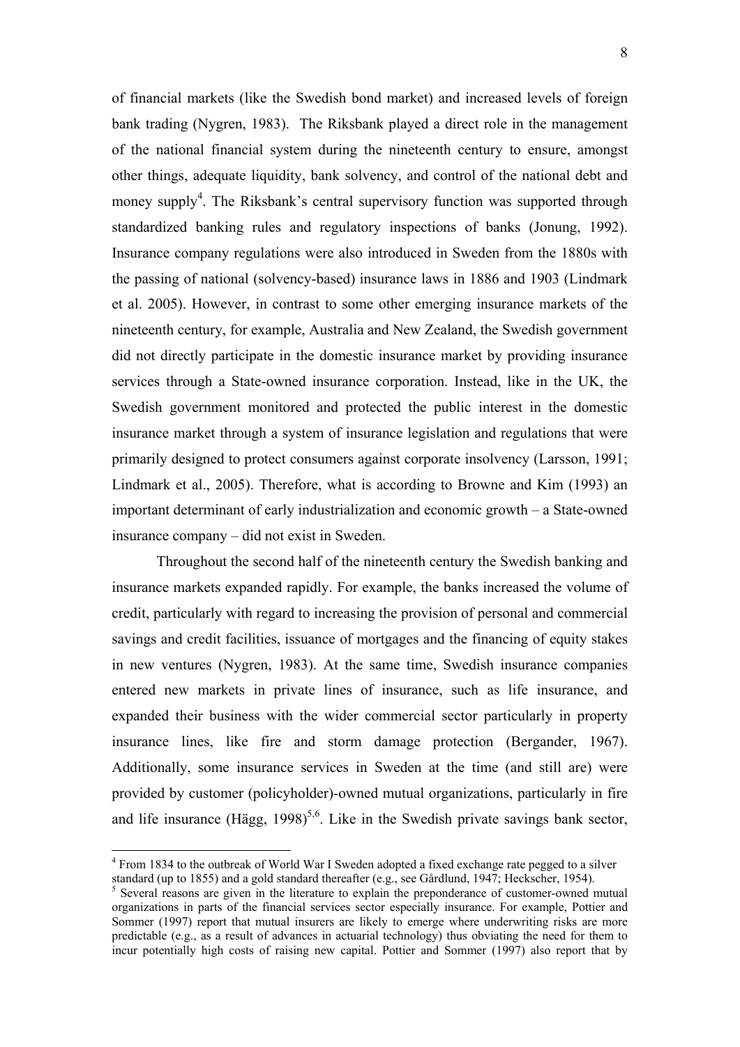of financial markets (like the Swedish bond market) and increased levels of foreign bank trading (Nygren, 1983). The Riksbank played a direct role in the management of the national financial system during the nineteenth century to ensure, amongst other things, adequate liquidity, bank solvency, and control of the national debt and money supply[4]. The Riksbank's central supervisory function was supported through standardized banking rules and regulatory inspections of banks (Jonung, 1992). Insurance company regulations were also introduced in Sweden from the 1880s with the passing of national (solvency-based) insurance laws in 1886 and 1903 (Lindmark et al. 2005). However, in contrast to some other emerging insurance markets of the nineteenth century, for example, Australia and New Zealand, the Swedish government did not directly participate in the domestic insurance market by providing insurance services through a State-owned insurance corporation. Instead, like in the UK, the Swedish government monitored and protected the public interest in the domestic insurance market through a system of insurance legislation and regulations that were primarily designed to protect consumers against corporate insolvency (Larsson, 1991; Lindmark et al., 2005). Therefore, what is according to Browne and Kim (1993) an important determinant of early industrialization and economic growth – a State-owned insurance company – did not exist in Sweden.

Throughout the second half of the nineteenth century the Swedish banking and insurance markets expanded rapidly. For example, the banks increased the volume of credit, particularly with regard to increasing the provision of personal and commercial savings and credit facilities, issuance of mortgages and the financing of equity stakes in new ventures (Nygren, 1983). At the same time, Swedish insurance companies entered new markets in private lines of insurance, such as life insurance, and expanded their business with the wider commercial sector particularly in property insurance lines, like fire and storm damage protection (Bergander, 1967). Additionally, some insurance services in Sweden at the time (and still are) were provided by customer (policyholder)-owned mutual organizations, particularly in fire and life insurance (Hägg, 1998)[5,6]. Like in the Swedish private savings bank sector,

---

[4] From 1834 to the outbreak of World War I Sweden adopted a fixed exchange rate pegged to a silver standard (up to 1855) and a gold standard thereafter (e.g., see Gårdlund, 1947; Heckscher, 1954).

[5] Several reasons are given in the literature to explain the preponderance of customer-owned mutual organizations in parts of the financial services sector especially insurance. For example, Pottier and Sommer (1997) report that mutual insurers are likely to emerge where underwriting risks are more predictable (e.g., as a result of advances in actuarial technology) thus obviating the need for them to incur potentially high costs of raising new capital. Pottier and Sommer (1997) also report that by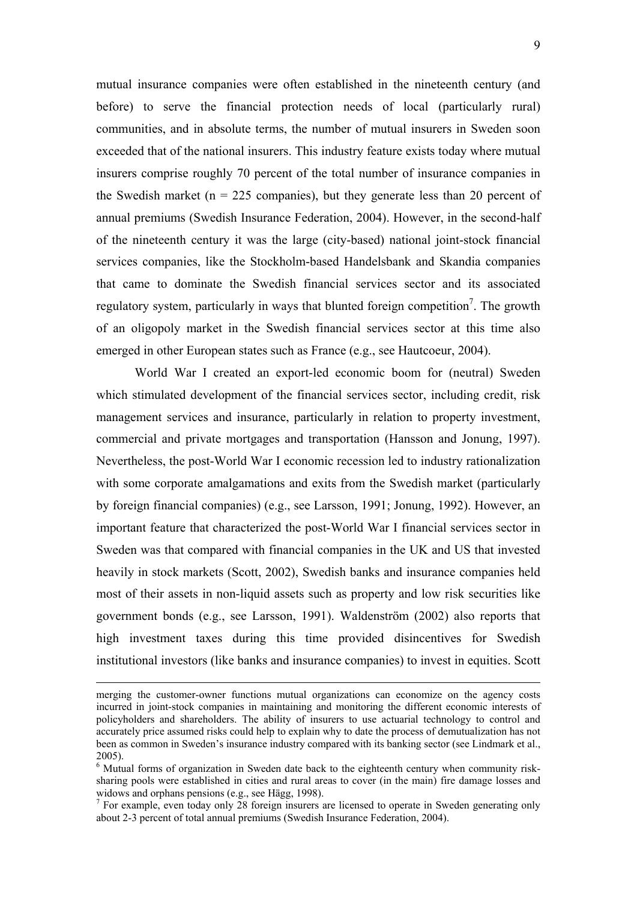mutual insurance companies were often established in the nineteenth century (and before) to serve the financial protection needs of local (particularly rural) communities, and in absolute terms, the number of mutual insurers in Sweden soon exceeded that of the national insurers. This industry feature exists today where mutual insurers comprise roughly 70 percent of the total number of insurance companies in the Swedish market (n = 225 companies), but they generate less than 20 percent of annual premiums (Swedish Insurance Federation, 2004). However, in the second-half of the nineteenth century it was the large (city-based) national joint-stock financial services companies, like the Stockholm-based Handelsbank and Skandia companies that came to dominate the Swedish financial services sector and its associated regulatory system, particularly in ways that blunted foreign competition[7]. The growth of an oligopoly market in the Swedish financial services sector at this time also emerged in other European states such as France (e.g., see Hautcoeur, 2004).

World War I created an export-led economic boom for (neutral) Sweden which stimulated development of the financial services sector, including credit, risk management services and insurance, particularly in relation to property investment, commercial and private mortgages and transportation (Hansson and Jonung, 1997). Nevertheless, the post-World War I economic recession led to industry rationalization with some corporate amalgamations and exits from the Swedish market (particularly by foreign financial companies) (e.g., see Larsson, 1991; Jonung, 1992). However, an important feature that characterized the post-World War I financial services sector in Sweden was that compared with financial companies in the UK and US that invested heavily in stock markets (Scott, 2002), Swedish banks and insurance companies held most of their assets in non-liquid assets such as property and low risk securities like government bonds (e.g., see Larsson, 1991). Waldenström (2002) also reports that high investment taxes during this time provided disincentives for Swedish institutional investors (like banks and insurance companies) to invest in equities. Scott

merging the customer-owner functions mutual organizations can economize on the agency costs incurred in joint-stock companies in maintaining and monitoring the different economic interests of policyholders and shareholders. The ability of insurers to use actuarial technology to control and accurately price assumed risks could help to explain why to date the process of demutualization has not been as common in Sweden's insurance industry compared with its banking sector (see Lindmark et al., 2005).

[6] Mutual forms of organization in Sweden date back to the eighteenth century when community risk-sharing pools were established in cities and rural areas to cover (in the main) fire damage losses and widows and orphans pensions (e.g., see Hägg, 1998).

[7] For example, even today only 28 foreign insurers are licensed to operate in Sweden generating only about 2-3 percent of total annual premiums (Swedish Insurance Federation, 2004).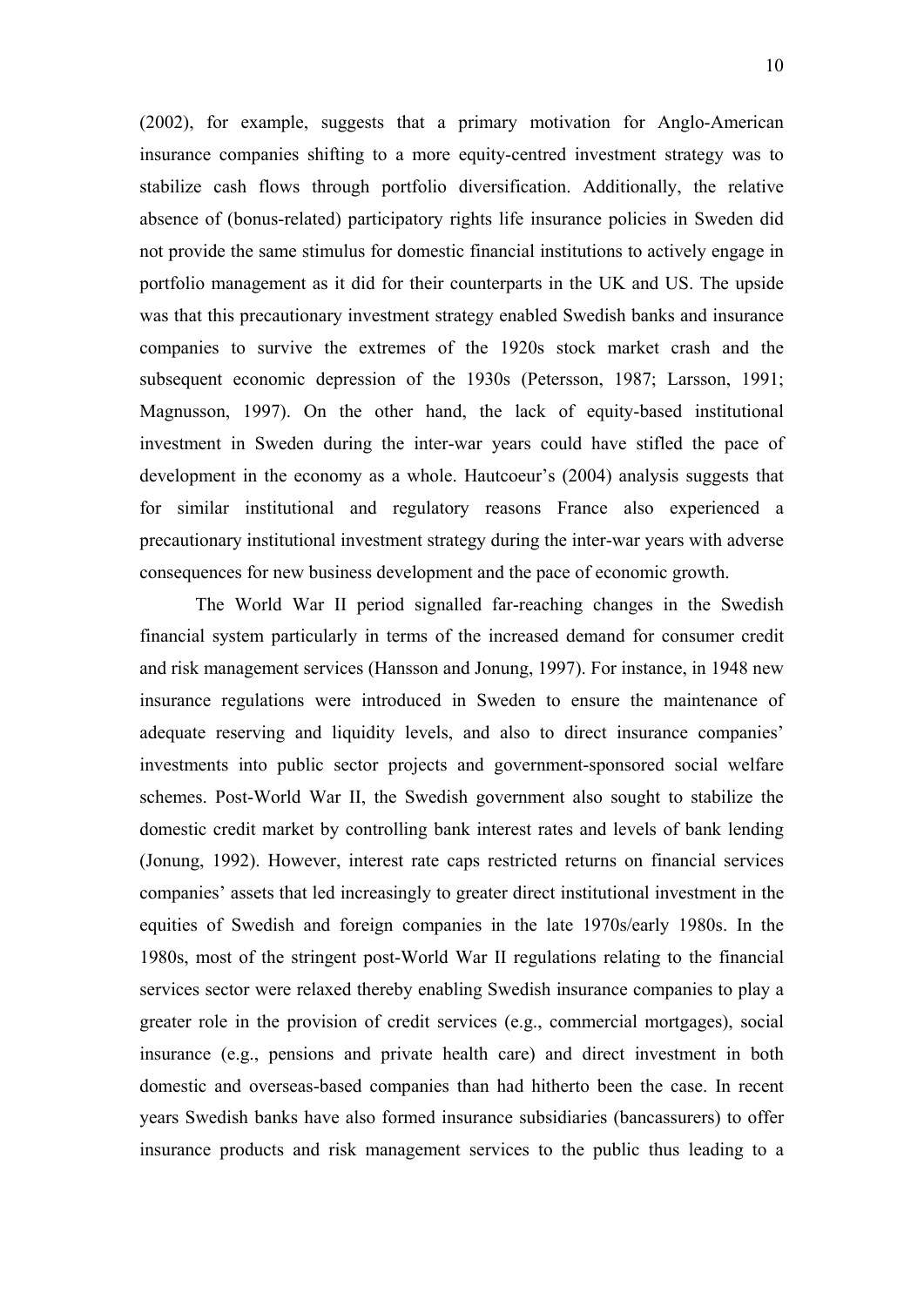(2002), for example, suggests that a primary motivation for Anglo-American insurance companies shifting to a more equity-centred investment strategy was to stabilize cash flows through portfolio diversification. Additionally, the relative absence of (bonus-related) participatory rights life insurance policies in Sweden did not provide the same stimulus for domestic financial institutions to actively engage in portfolio management as it did for their counterparts in the UK and US. The upside was that this precautionary investment strategy enabled Swedish banks and insurance companies to survive the extremes of the 1920s stock market crash and the subsequent economic depression of the 1930s (Petersson, 1987; Larsson, 1991; Magnusson, 1997). On the other hand, the lack of equity-based institutional investment in Sweden during the inter-war years could have stifled the pace of development in the economy as a whole. Hautcoeur's (2004) analysis suggests that for similar institutional and regulatory reasons France also experienced a precautionary institutional investment strategy during the inter-war years with adverse consequences for new business development and the pace of economic growth.

The World War II period signalled far-reaching changes in the Swedish financial system particularly in terms of the increased demand for consumer credit and risk management services (Hansson and Jonung, 1997). For instance, in 1948 new insurance regulations were introduced in Sweden to ensure the maintenance of adequate reserving and liquidity levels, and also to direct insurance companies' investments into public sector projects and government-sponsored social welfare schemes. Post-World War II, the Swedish government also sought to stabilize the domestic credit market by controlling bank interest rates and levels of bank lending (Jonung, 1992). However, interest rate caps restricted returns on financial services companies' assets that led increasingly to greater direct institutional investment in the equities of Swedish and foreign companies in the late 1970s/early 1980s. In the 1980s, most of the stringent post-World War II regulations relating to the financial services sector were relaxed thereby enabling Swedish insurance companies to play a greater role in the provision of credit services (e.g., commercial mortgages), social insurance (e.g., pensions and private health care) and direct investment in both domestic and overseas-based companies than had hitherto been the case. In recent years Swedish banks have also formed insurance subsidiaries (bancassurers) to offer insurance products and risk management services to the public thus leading to a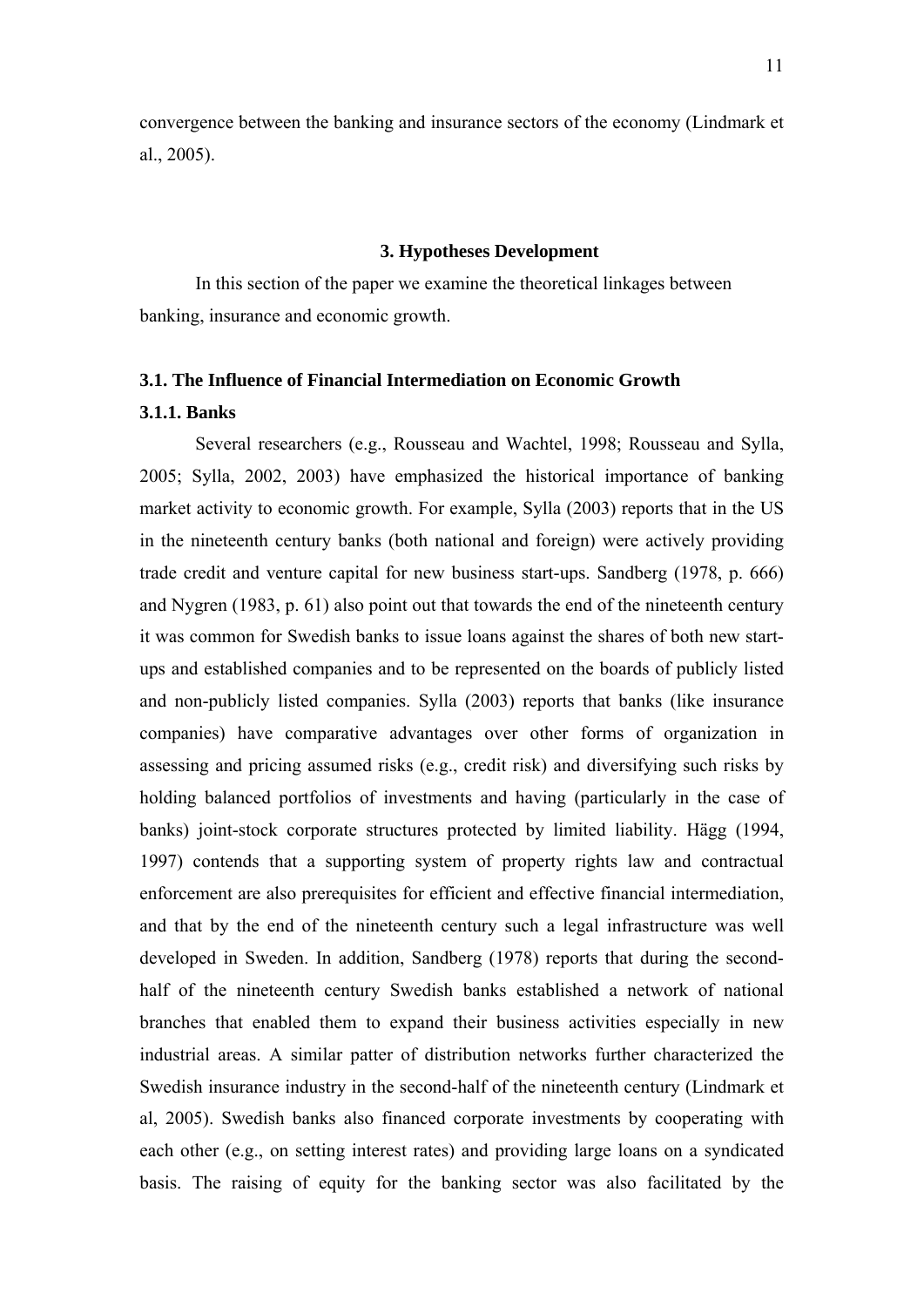convergence between the banking and insurance sectors of the economy (Lindmark et al., 2005).

## 3. Hypotheses Development

In this section of the paper we examine the theoretical linkages between banking, insurance and economic growth.

### 3.1. The Influence of Financial Intermediation on Economic Growth

#### 3.1.1. Banks

Several researchers (e.g., Rousseau and Wachtel, 1998; Rousseau and Sylla, 2005; Sylla, 2002, 2003) have emphasized the historical importance of banking market activity to economic growth. For example, Sylla (2003) reports that in the US in the nineteenth century banks (both national and foreign) were actively providing trade credit and venture capital for new business start-ups. Sandberg (1978, p. 666) and Nygren (1983, p. 61) also point out that towards the end of the nineteenth century it was common for Swedish banks to issue loans against the shares of both new start-ups and established companies and to be represented on the boards of publicly listed and non-publicly listed companies. Sylla (2003) reports that banks (like insurance companies) have comparative advantages over other forms of organization in assessing and pricing assumed risks (e.g., credit risk) and diversifying such risks by holding balanced portfolios of investments and having (particularly in the case of banks) joint-stock corporate structures protected by limited liability. Hägg (1994, 1997) contends that a supporting system of property rights law and contractual enforcement are also prerequisites for efficient and effective financial intermediation, and that by the end of the nineteenth century such a legal infrastructure was well developed in Sweden. In addition, Sandberg (1978) reports that during the second-half of the nineteenth century Swedish banks established a network of national branches that enabled them to expand their business activities especially in new industrial areas. A similar patter of distribution networks further characterized the Swedish insurance industry in the second-half of the nineteenth century (Lindmark et al, 2005). Swedish banks also financed corporate investments by cooperating with each other (e.g., on setting interest rates) and providing large loans on a syndicated basis. The raising of equity for the banking sector was also facilitated by the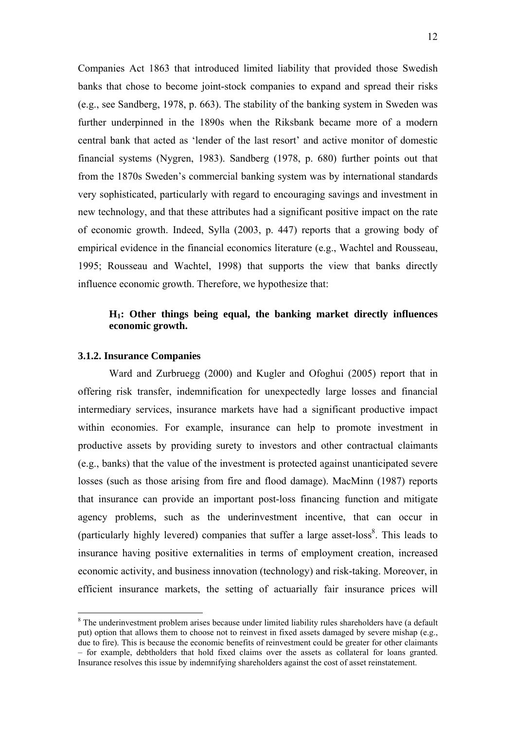Companies Act 1863 that introduced limited liability that provided those Swedish banks that chose to become joint-stock companies to expand and spread their risks (e.g., see Sandberg, 1978, p. 663). The stability of the banking system in Sweden was further underpinned in the 1890s when the Riksbank became more of a modern central bank that acted as 'lender of the last resort' and active monitor of domestic financial systems (Nygren, 1983). Sandberg (1978, p. 680) further points out that from the 1870s Sweden's commercial banking system was by international standards very sophisticated, particularly with regard to encouraging savings and investment in new technology, and that these attributes had a significant positive impact on the rate of economic growth. Indeed, Sylla (2003, p. 447) reports that a growing body of empirical evidence in the financial economics literature (e.g., Wachtel and Rousseau, 1995; Rousseau and Wachtel, 1998) that supports the view that banks directly influence economic growth. Therefore, we hypothesize that:

> **$H_1$: Other things being equal, the banking market directly influences economic growth.**

### 3.1.2. Insurance Companies

Ward and Zurbruegg (2000) and Kugler and Ofoghui (2005) report that in offering risk transfer, indemnification for unexpectedly large losses and financial intermediary services, insurance markets have had a significant productive impact within economies. For example, insurance can help to promote investment in productive assets by providing surety to investors and other contractual claimants (e.g., banks) that the value of the investment is protected against unanticipated severe losses (such as those arising from fire and flood damage). MacMinn (1987) reports that insurance can provide an important post-loss financing function and mitigate agency problems, such as the underinvestment incentive, that can occur in (particularly highly levered) companies that suffer a large asset-loss[8]. This leads to insurance having positive externalities in terms of employment creation, increased economic activity, and business innovation (technology) and risk-taking. Moreover, in efficient insurance markets, the setting of actuarially fair insurance prices will

[8] The underinvestment problem arises because under limited liability rules shareholders have (a default put) option that allows them to choose not to reinvest in fixed assets damaged by severe mishap (e.g., due to fire). This is because the economic benefits of reinvestment could be greater for other claimants – for example, debtholders that hold fixed claims over the assets as collateral for loans granted. Insurance resolves this issue by indemnifying shareholders against the cost of asset reinstatement.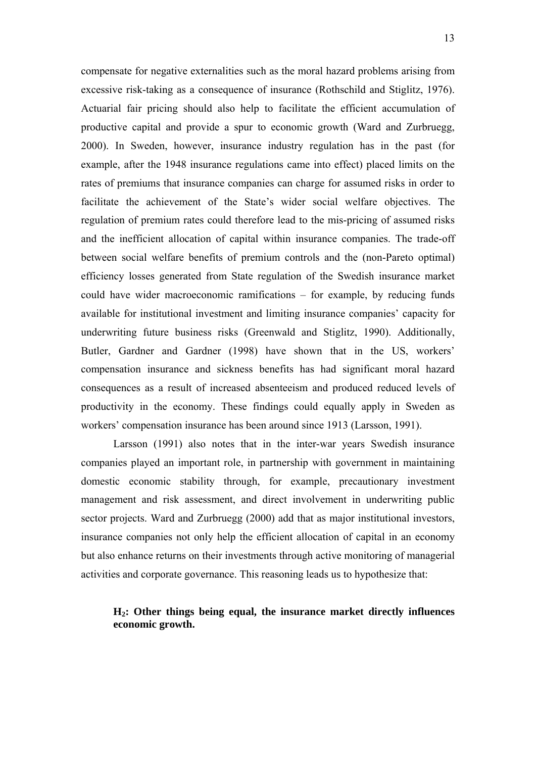compensate for negative externalities such as the moral hazard problems arising from excessive risk-taking as a consequence of insurance (Rothschild and Stiglitz, 1976). Actuarial fair pricing should also help to facilitate the efficient accumulation of productive capital and provide a spur to economic growth (Ward and Zurbruegg, 2000). In Sweden, however, insurance industry regulation has in the past (for example, after the 1948 insurance regulations came into effect) placed limits on the rates of premiums that insurance companies can charge for assumed risks in order to facilitate the achievement of the State's wider social welfare objectives. The regulation of premium rates could therefore lead to the mis-pricing of assumed risks and the inefficient allocation of capital within insurance companies. The trade-off between social welfare benefits of premium controls and the (non-Pareto optimal) efficiency losses generated from State regulation of the Swedish insurance market could have wider macroeconomic ramifications – for example, by reducing funds available for institutional investment and limiting insurance companies' capacity for underwriting future business risks (Greenwald and Stiglitz, 1990). Additionally, Butler, Gardner and Gardner (1998) have shown that in the US, workers' compensation insurance and sickness benefits has had significant moral hazard consequences as a result of increased absenteeism and produced reduced levels of productivity in the economy. These findings could equally apply in Sweden as workers' compensation insurance has been around since 1913 (Larsson, 1991).

Larsson (1991) also notes that in the inter-war years Swedish insurance companies played an important role, in partnership with government in maintaining domestic economic stability through, for example, precautionary investment management and risk assessment, and direct involvement in underwriting public sector projects. Ward and Zurbruegg (2000) add that as major institutional investors, insurance companies not only help the efficient allocation of capital in an economy but also enhance returns on their investments through active monitoring of managerial activities and corporate governance. This reasoning leads us to hypothesize that:

> **$H_2$: Other things being equal, the insurance market directly influences economic growth.**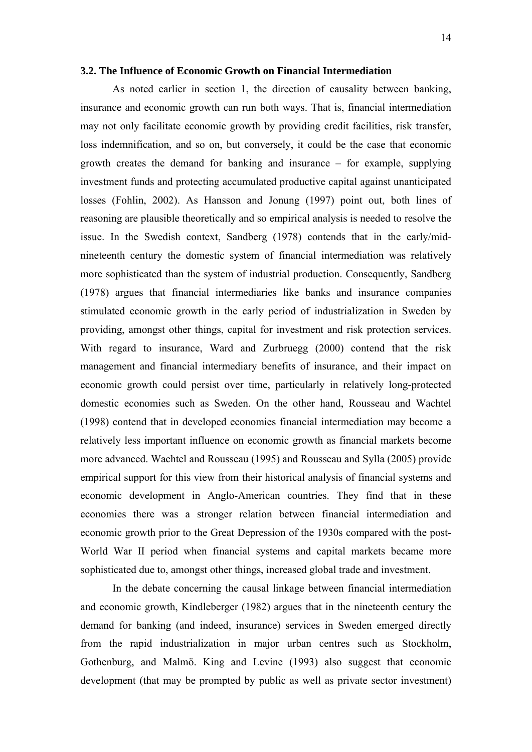### 3.2. The Influence of Economic Growth on Financial Intermediation

As noted earlier in section 1, the direction of causality between banking, insurance and economic growth can run both ways. That is, financial intermediation may not only facilitate economic growth by providing credit facilities, risk transfer, loss indemnification, and so on, but conversely, it could be the case that economic growth creates the demand for banking and insurance – for example, supplying investment funds and protecting accumulated productive capital against unanticipated losses (Fohlin, 2002). As Hansson and Jonung (1997) point out, both lines of reasoning are plausible theoretically and so empirical analysis is needed to resolve the issue. In the Swedish context, Sandberg (1978) contends that in the early/mid-nineteenth century the domestic system of financial intermediation was relatively more sophisticated than the system of industrial production. Consequently, Sandberg (1978) argues that financial intermediaries like banks and insurance companies stimulated economic growth in the early period of industrialization in Sweden by providing, amongst other things, capital for investment and risk protection services. With regard to insurance, Ward and Zurbruegg (2000) contend that the risk management and financial intermediary benefits of insurance, and their impact on economic growth could persist over time, particularly in relatively long-protected domestic economies such as Sweden. On the other hand, Rousseau and Wachtel (1998) contend that in developed economies financial intermediation may become a relatively less important influence on economic growth as financial markets become more advanced. Wachtel and Rousseau (1995) and Rousseau and Sylla (2005) provide empirical support for this view from their historical analysis of financial systems and economic development in Anglo-American countries. They find that in these economies there was a stronger relation between financial intermediation and economic growth prior to the Great Depression of the 1930s compared with the post-World War II period when financial systems and capital markets became more sophisticated due to, amongst other things, increased global trade and investment.

In the debate concerning the causal linkage between financial intermediation and economic growth, Kindleberger (1982) argues that in the nineteenth century the demand for banking (and indeed, insurance) services in Sweden emerged directly from the rapid industrialization in major urban centres such as Stockholm, Gothenburg, and Malmö. King and Levine (1993) also suggest that economic development (that may be prompted by public as well as private sector investment)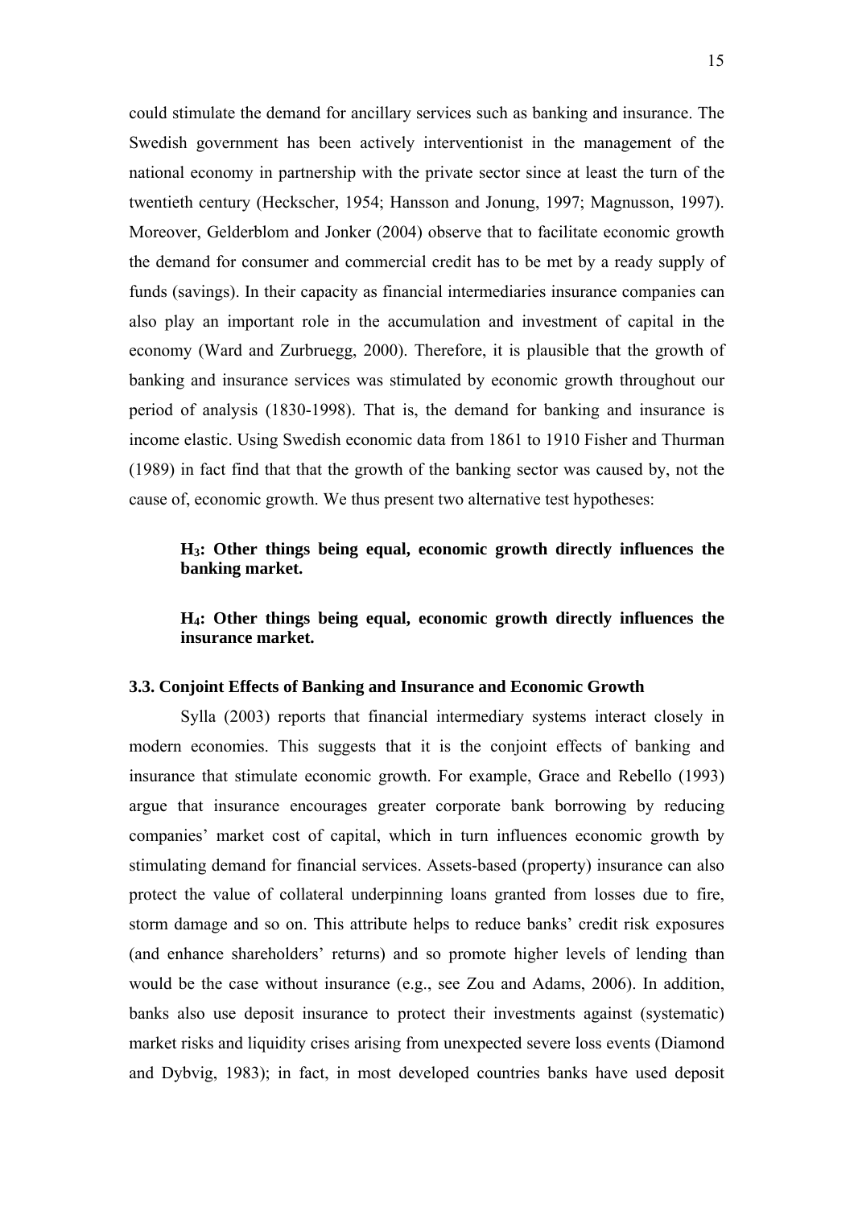could stimulate the demand for ancillary services such as banking and insurance. The Swedish government has been actively interventionist in the management of the national economy in partnership with the private sector since at least the turn of the twentieth century (Heckscher, 1954; Hansson and Jonung, 1997; Magnusson, 1997). Moreover, Gelderblom and Jonker (2004) observe that to facilitate economic growth the demand for consumer and commercial credit has to be met by a ready supply of funds (savings). In their capacity as financial intermediaries insurance companies can also play an important role in the accumulation and investment of capital in the economy (Ward and Zurbruegg, 2000). Therefore, it is plausible that the growth of banking and insurance services was stimulated by economic growth throughout our period of analysis (1830-1998). That is, the demand for banking and insurance is income elastic. Using Swedish economic data from 1861 to 1910 Fisher and Thurman (1989) in fact find that that the growth of the banking sector was caused by, not the cause of, economic growth. We thus present two alternative test hypotheses:

> **$H_3$: Other things being equal, economic growth directly influences the banking market.**

> **$H_4$: Other things being equal, economic growth directly influences the insurance market.**

### 3.3. Conjoint Effects of Banking and Insurance and Economic Growth

Sylla (2003) reports that financial intermediary systems interact closely in modern economies. This suggests that it is the conjoint effects of banking and insurance that stimulate economic growth. For example, Grace and Rebello (1993) argue that insurance encourages greater corporate bank borrowing by reducing companies' market cost of capital, which in turn influences economic growth by stimulating demand for financial services. Assets-based (property) insurance can also protect the value of collateral underpinning loans granted from losses due to fire, storm damage and so on. This attribute helps to reduce banks' credit risk exposures (and enhance shareholders' returns) and so promote higher levels of lending than would be the case without insurance (e.g., see Zou and Adams, 2006). In addition, banks also use deposit insurance to protect their investments against (systematic) market risks and liquidity crises arising from unexpected severe loss events (Diamond and Dybvig, 1983); in fact, in most developed countries banks have used deposit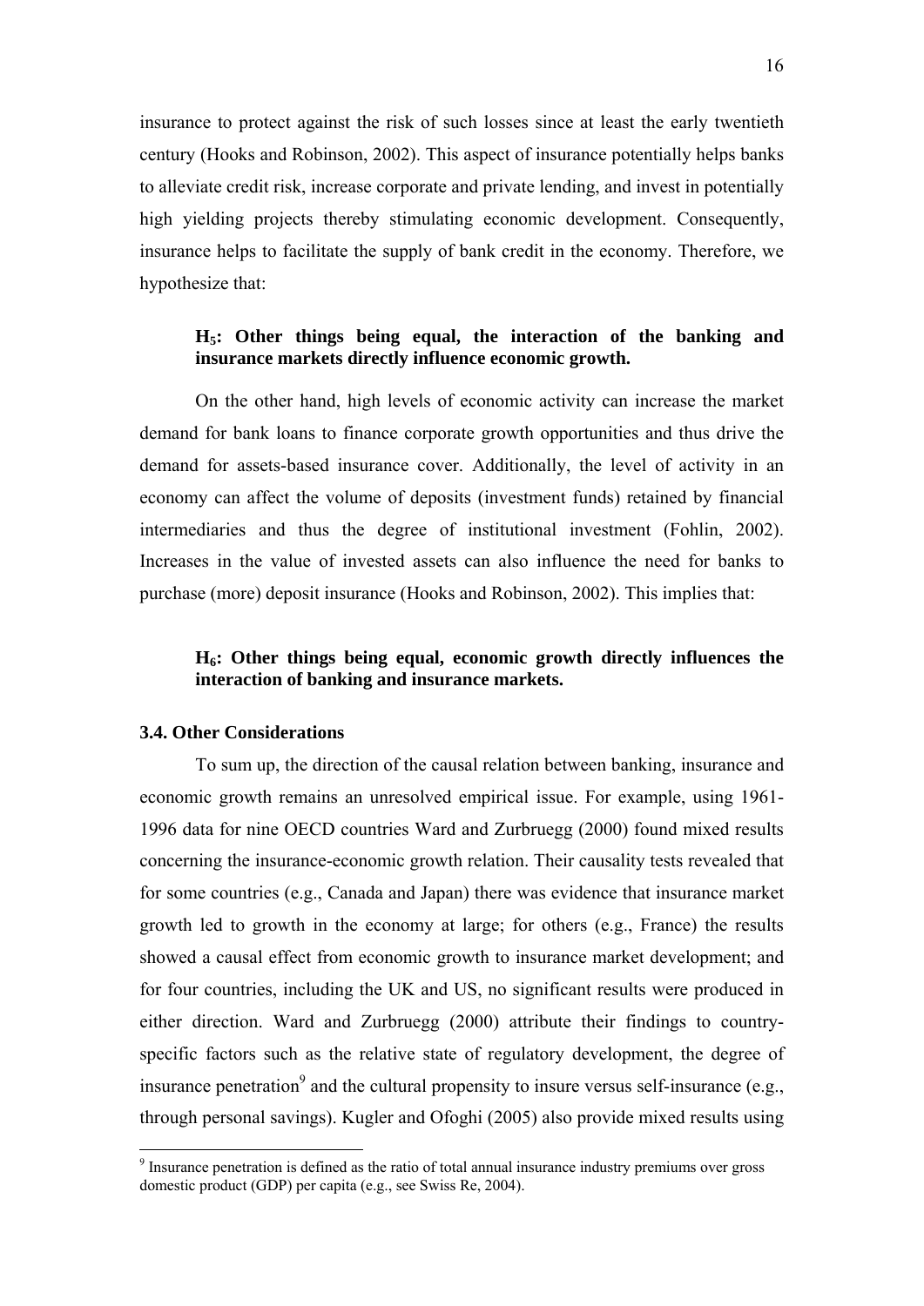insurance to protect against the risk of such losses since at least the early twentieth century (Hooks and Robinson, 2002). This aspect of insurance potentially helps banks to alleviate credit risk, increase corporate and private lending, and invest in potentially high yielding projects thereby stimulating economic development. Consequently, insurance helps to facilitate the supply of bank credit in the economy. Therefore, we hypothesize that:

> **$H_5$: Other things being equal, the interaction of the banking and insurance markets directly influence economic growth.**

On the other hand, high levels of economic activity can increase the market demand for bank loans to finance corporate growth opportunities and thus drive the demand for assets-based insurance cover. Additionally, the level of activity in an economy can affect the volume of deposits (investment funds) retained by financial intermediaries and thus the degree of institutional investment (Fohlin, 2002). Increases in the value of invested assets can also influence the need for banks to purchase (more) deposit insurance (Hooks and Robinson, 2002). This implies that:

> **$H_6$: Other things being equal, economic growth directly influences the interaction of banking and insurance markets.**

### 3.4. Other Considerations

To sum up, the direction of the causal relation between banking, insurance and economic growth remains an unresolved empirical issue. For example, using 1961-1996 data for nine OECD countries Ward and Zurbruegg (2000) found mixed results concerning the insurance-economic growth relation. Their causality tests revealed that for some countries (e.g., Canada and Japan) there was evidence that insurance market growth led to growth in the economy at large; for others (e.g., France) the results showed a causal effect from economic growth to insurance market development; and for four countries, including the UK and US, no significant results were produced in either direction. Ward and Zurbruegg (2000) attribute their findings to country-specific factors such as the relative state of regulatory development, the degree of insurance penetration[9] and the cultural propensity to insure versus self-insurance (e.g., through personal savings). Kugler and Ofoghi (2005) also provide mixed results using

---

[9] Insurance penetration is defined as the ratio of total annual insurance industry premiums over gross domestic product (GDP) per capita (e.g., see Swiss Re, 2004).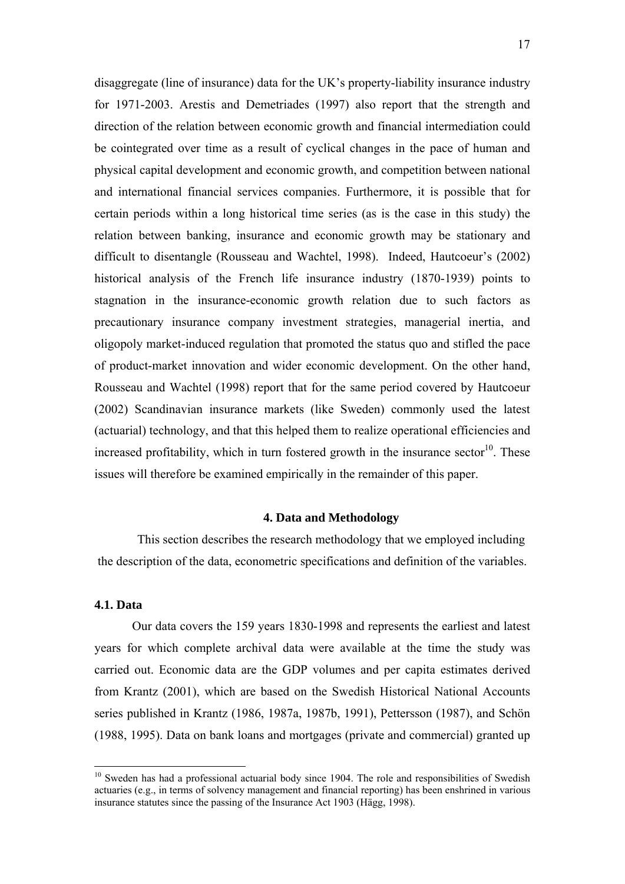disaggregate (line of insurance) data for the UK's property-liability insurance industry for 1971-2003. Arestis and Demetriades (1997) also report that the strength and direction of the relation between economic growth and financial intermediation could be cointegrated over time as a result of cyclical changes in the pace of human and physical capital development and economic growth, and competition between national and international financial services companies. Furthermore, it is possible that for certain periods within a long historical time series (as is the case in this study) the relation between banking, insurance and economic growth may be stationary and difficult to disentangle (Rousseau and Wachtel, 1998). Indeed, Hautcoeur's (2002) historical analysis of the French life insurance industry (1870-1939) points to stagnation in the insurance-economic growth relation due to such factors as precautionary insurance company investment strategies, managerial inertia, and oligopoly market-induced regulation that promoted the status quo and stifled the pace of product-market innovation and wider economic development. On the other hand, Rousseau and Wachtel (1998) report that for the same period covered by Hautcoeur (2002) Scandinavian insurance markets (like Sweden) commonly used the latest (actuarial) technology, and that this helped them to realize operational efficiencies and increased profitability, which in turn fostered growth in the insurance sector[10]. These issues will therefore be examined empirically in the remainder of this paper.

## 4. Data and Methodology

This section describes the research methodology that we employed including the description of the data, econometric specifications and definition of the variables.

### 4.1. Data

Our data covers the 159 years 1830-1998 and represents the earliest and latest years for which complete archival data were available at the time the study was carried out. Economic data are the GDP volumes and per capita estimates derived from Krantz (2001), which are based on the Swedish Historical National Accounts series published in Krantz (1986, 1987a, 1987b, 1991), Pettersson (1987), and Schön (1988, 1995). Data on bank loans and mortgages (private and commercial) granted up

[10] Sweden has had a professional actuarial body since 1904. The role and responsibilities of Swedish actuaries (e.g., in terms of solvency management and financial reporting) has been enshrined in various insurance statutes since the passing of the Insurance Act 1903 (Hägg, 1998).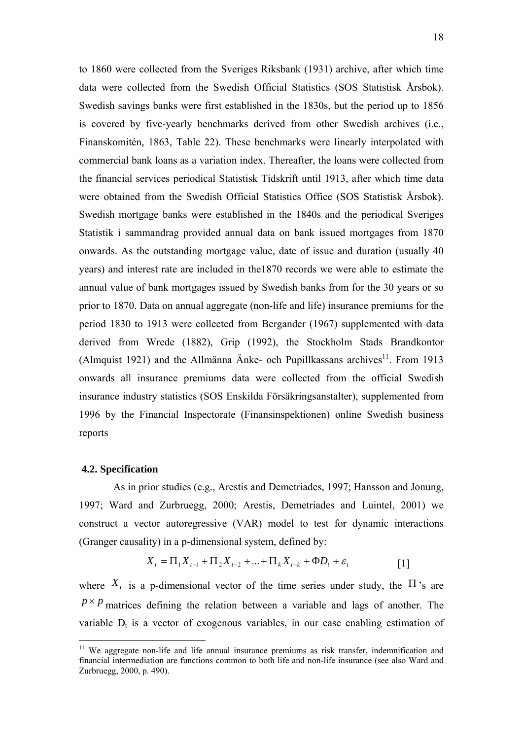to 1860 were collected from the Sveriges Riksbank (1931) archive, after which time data were collected from the Swedish Official Statistics (SOS Statistisk Årsbok). Swedish savings banks were first established in the 1830s, but the period up to 1856 is covered by five-yearly benchmarks derived from other Swedish archives (i.e., Finanskomitén, 1863, Table 22). These benchmarks were linearly interpolated with commercial bank loans as a variation index. Thereafter, the loans were collected from the financial services periodical Statistisk Tidskrift until 1913, after which time data were obtained from the Swedish Official Statistics Office (SOS Statistisk Årsbok). Swedish mortgage banks were established in the 1840s and the periodical Sveriges Statistik i sammandrag provided annual data on bank issued mortgages from 1870 onwards. As the outstanding mortgage value, date of issue and duration (usually 40 years) and interest rate are included in the1870 records we were able to estimate the annual value of bank mortgages issued by Swedish banks from for the 30 years or so prior to 1870. Data on annual aggregate (non-life and life) insurance premiums for the period 1830 to 1913 were collected from Bergander (1967) supplemented with data derived from Wrede (1882), Grip (1992), the Stockholm Stads Brandkontor (Almquist 1921) and the Allmänna Änke- och Pupillkassans archives[11]. From 1913 onwards all insurance premiums data were collected from the official Swedish insurance industry statistics (SOS Enskilda Försäkringsanstalter), supplemented from 1996 by the Financial Inspectorate (Finansinspektionen) online Swedish business reports

### 4.2. Specification

As in prior studies (e.g., Arestis and Demetriades, 1997; Hansson and Jonung, 1997; Ward and Zurbruegg, 2000; Arestis, Demetriades and Luintel, 2001) we construct a vector autoregressive (VAR) model to test for dynamic interactions (Granger causality) in a p-dimensional system, defined by:

$$X_t = \Pi_1 X_{t-1} + \Pi_2 X_{t-2} + ... + \Pi_k X_{t-k} + \Phi D_t + \varepsilon_t \qquad [1]$$

where $X_t$ is a p-dimensional vector of the time series under study, the $\Pi$'s are $p \times p$ matrices defining the relation between a variable and lags of another. The variable $D_t$ is a vector of exogenous variables, in our case enabling estimation of

---

[11] We aggregate non-life and life annual insurance premiums as risk transfer, indemnification and financial intermediation are functions common to both life and non-life insurance (see also Ward and Zurbruegg, 2000, p. 490).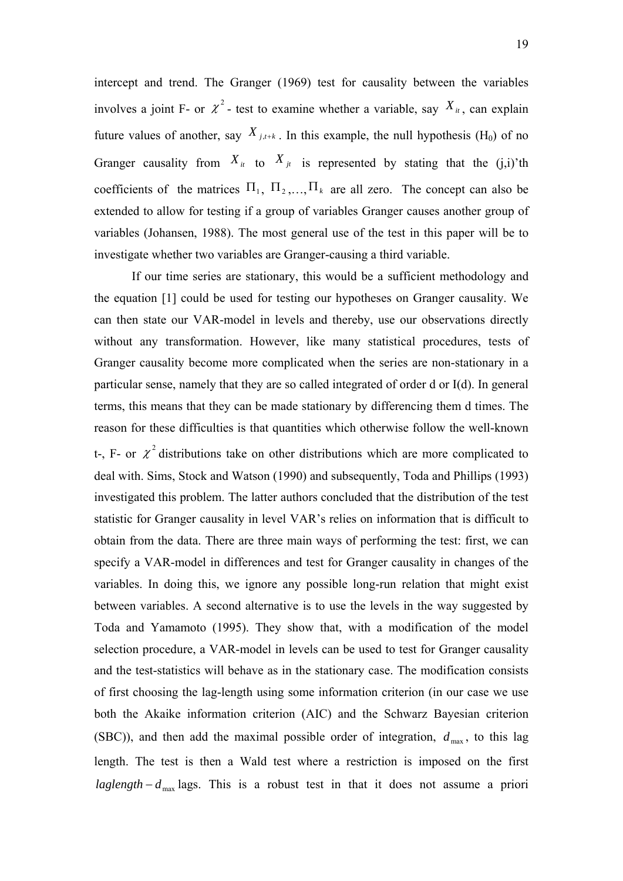intercept and trend. The Granger (1969) test for causality between the variables involves a joint F- or $\chi^2$ - test to examine whether a variable, say $X_{it}$, can explain future values of another, say $X_{j,t+k}$. In this example, the null hypothesis ($H_0$) of no Granger causality from $X_{it}$ to $X_{jt}$ is represented by stating that the (j,i)'th coefficients of the matrices $\Pi_1$, $\Pi_2$,…, $\Pi_k$ are all zero. The concept can also be extended to allow for testing if a group of variables Granger causes another group of variables (Johansen, 1988). The most general use of the test in this paper will be to investigate whether two variables are Granger-causing a third variable.

If our time series are stationary, this would be a sufficient methodology and the equation [1] could be used for testing our hypotheses on Granger causality. We can then state our VAR-model in levels and thereby, use our observations directly without any transformation. However, like many statistical procedures, tests of Granger causality become more complicated when the series are non-stationary in a particular sense, namely that they are so called integrated of order d or I(d). In general terms, this means that they can be made stationary by differencing them d times. The reason for these difficulties is that quantities which otherwise follow the well-known t-, F- or $\chi^2$ distributions take on other distributions which are more complicated to deal with. Sims, Stock and Watson (1990) and subsequently, Toda and Phillips (1993) investigated this problem. The latter authors concluded that the distribution of the test statistic for Granger causality in level VAR's relies on information that is difficult to obtain from the data. There are three main ways of performing the test: first, we can specify a VAR-model in differences and test for Granger causality in changes of the variables. In doing this, we ignore any possible long-run relation that might exist between variables. A second alternative is to use the levels in the way suggested by Toda and Yamamoto (1995). They show that, with a modification of the model selection procedure, a VAR-model in levels can be used to test for Granger causality and the test-statistics will behave as in the stationary case. The modification consists of first choosing the lag-length using some information criterion (in our case we use both the Akaike information criterion (AIC) and the Schwarz Bayesian criterion (SBC)), and then add the maximal possible order of integration, $d_{\max}$, to this lag length. The test is then a Wald test where a restriction is imposed on the first $laglength - d_{\max}$ lags. This is a robust test in that it does not assume a priori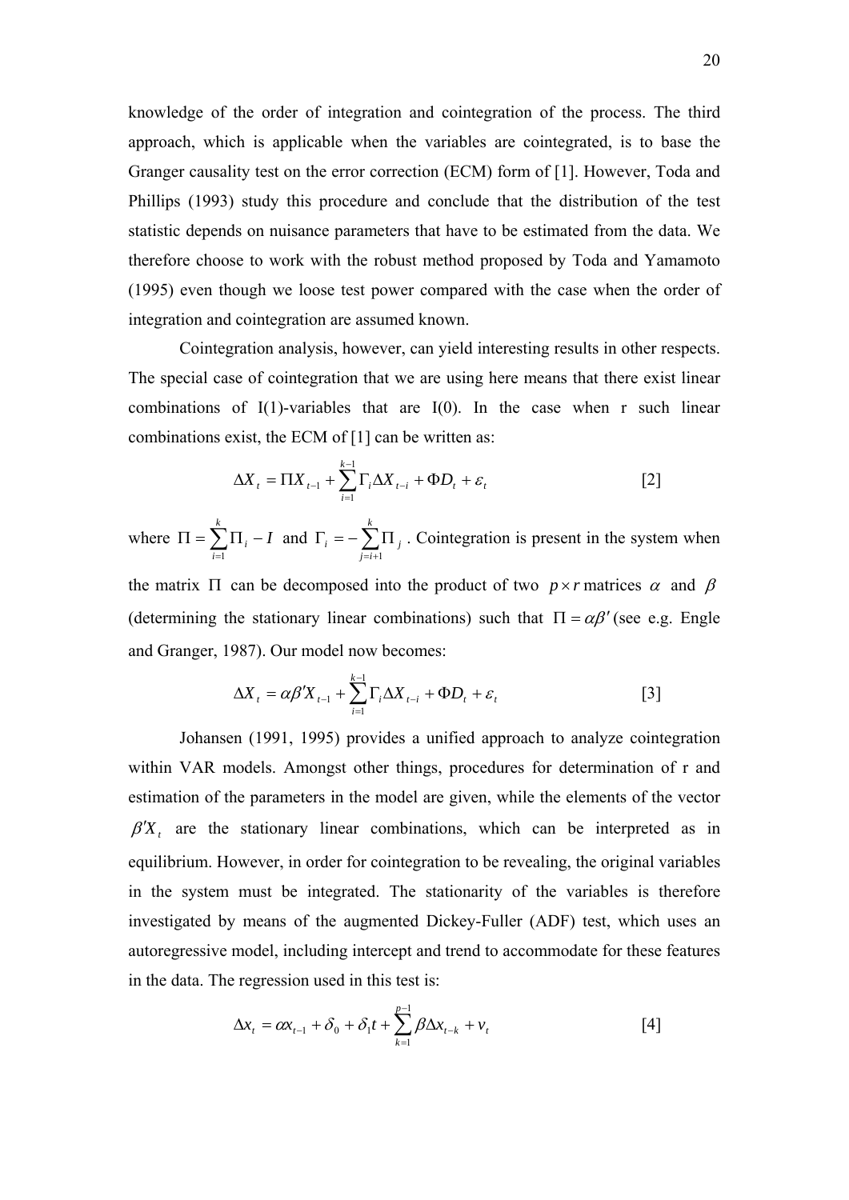knowledge of the order of integration and cointegration of the process. The third approach, which is applicable when the variables are cointegrated, is to base the Granger causality test on the error correction (ECM) form of [1]. However, Toda and Phillips (1993) study this procedure and conclude that the distribution of the test statistic depends on nuisance parameters that have to be estimated from the data. We therefore choose to work with the robust method proposed by Toda and Yamamoto (1995) even though we loose test power compared with the case when the order of integration and cointegration are assumed known.

Cointegration analysis, however, can yield interesting results in other respects. The special case of cointegration that we are using here means that there exist linear combinations of I(1)-variables that are I(0). In the case when r such linear combinations exist, the ECM of [1] can be written as:

$$\Delta X_t = \Pi X_{t-1} + \sum_{i=1}^{k-1} \Gamma_i \Delta X_{t-i} + \Phi D_t + \varepsilon_t \qquad [2]$$

where $\Pi = \sum_{i=1}^{k} \Pi_i - I$ and $\Gamma_i = -\sum_{j=i+1}^{k} \Pi_j$. Cointegration is present in the system when the matrix $\Pi$ can be decomposed into the product of two $p \times r$ matrices $\alpha$ and $\beta$ (determining the stationary linear combinations) such that $\Pi = \alpha\beta'$ (see e.g. Engle and Granger, 1987). Our model now becomes:

$$\Delta X_t = \alpha\beta' X_{t-1} + \sum_{i=1}^{k-1} \Gamma_i \Delta X_{t-i} + \Phi D_t + \varepsilon_t \qquad [3]$$

Johansen (1991, 1995) provides a unified approach to analyze cointegration within VAR models. Amongst other things, procedures for determination of r and estimation of the parameters in the model are given, while the elements of the vector $\beta' X_t$ are the stationary linear combinations, which can be interpreted as in equilibrium. However, in order for cointegration to be revealing, the original variables in the system must be integrated. The stationarity of the variables is therefore investigated by means of the augmented Dickey-Fuller (ADF) test, which uses an autoregressive model, including intercept and trend to accommodate for these features in the data. The regression used in this test is:

$$\Delta x_t = \alpha x_{t-1} + \delta_0 + \delta_1 t + \sum_{k=1}^{p-1} \beta \Delta x_{t-k} + v_t \qquad [4]$$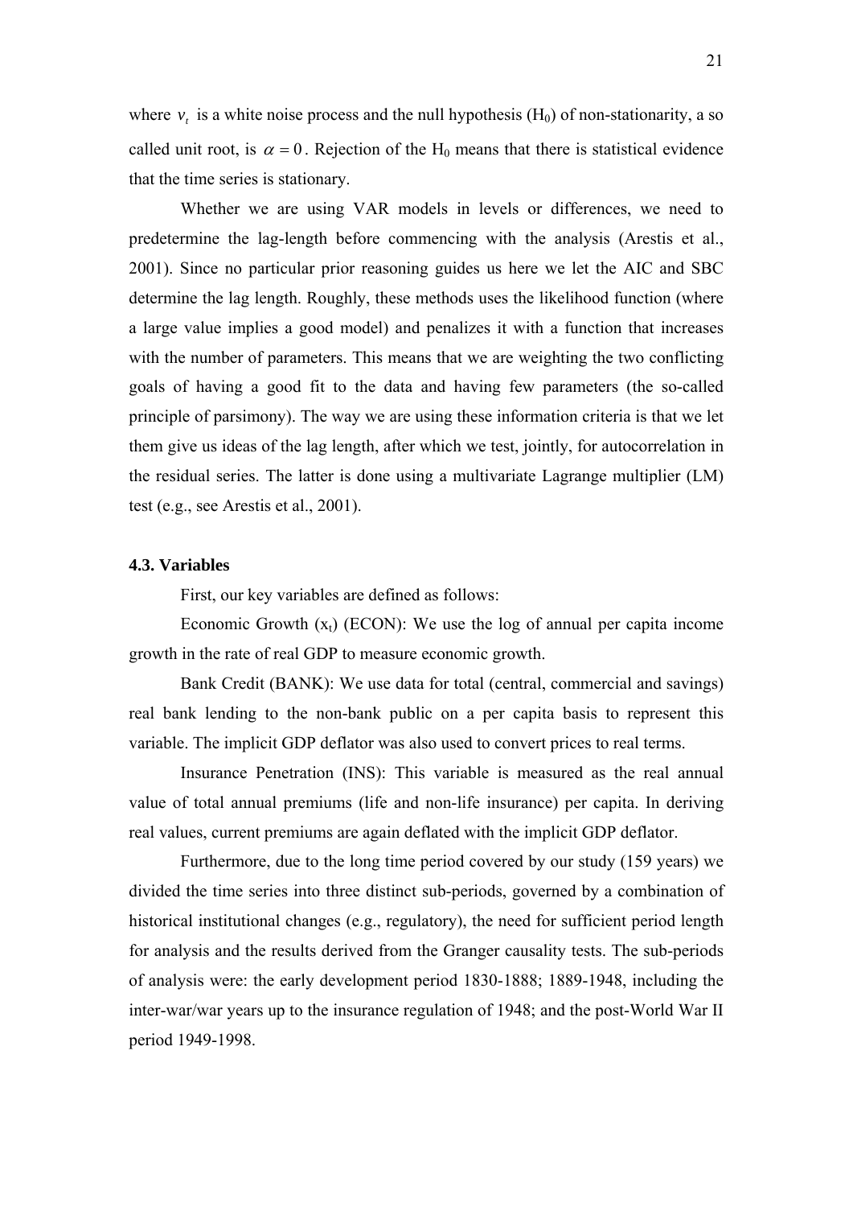where $v_t$ is a white noise process and the null hypothesis ($H_0$) of non-stationarity, a so called unit root, is $\alpha = 0$. Rejection of the $H_0$ means that there is statistical evidence that the time series is stationary.

Whether we are using VAR models in levels or differences, we need to predetermine the lag-length before commencing with the analysis (Arestis et al., 2001). Since no particular prior reasoning guides us here we let the AIC and SBC determine the lag length. Roughly, these methods uses the likelihood function (where a large value implies a good model) and penalizes it with a function that increases with the number of parameters. This means that we are weighting the two conflicting goals of having a good fit to the data and having few parameters (the so-called principle of parsimony). The way we are using these information criteria is that we let them give us ideas of the lag length, after which we test, jointly, for autocorrelation in the residual series. The latter is done using a multivariate Lagrange multiplier (LM) test (e.g., see Arestis et al., 2001).

### 4.3. Variables

First, our key variables are defined as follows:

Economic Growth ($x_t$) (ECON): We use the log of annual per capita income growth in the rate of real GDP to measure economic growth.

Bank Credit (BANK): We use data for total (central, commercial and savings) real bank lending to the non-bank public on a per capita basis to represent this variable. The implicit GDP deflator was also used to convert prices to real terms.

Insurance Penetration (INS): This variable is measured as the real annual value of total annual premiums (life and non-life insurance) per capita. In deriving real values, current premiums are again deflated with the implicit GDP deflator.

Furthermore, due to the long time period covered by our study (159 years) we divided the time series into three distinct sub-periods, governed by a combination of historical institutional changes (e.g., regulatory), the need for sufficient period length for analysis and the results derived from the Granger causality tests. The sub-periods of analysis were: the early development period 1830-1888; 1889-1948, including the inter-war/war years up to the insurance regulation of 1948; and the post-World War II period 1949-1998.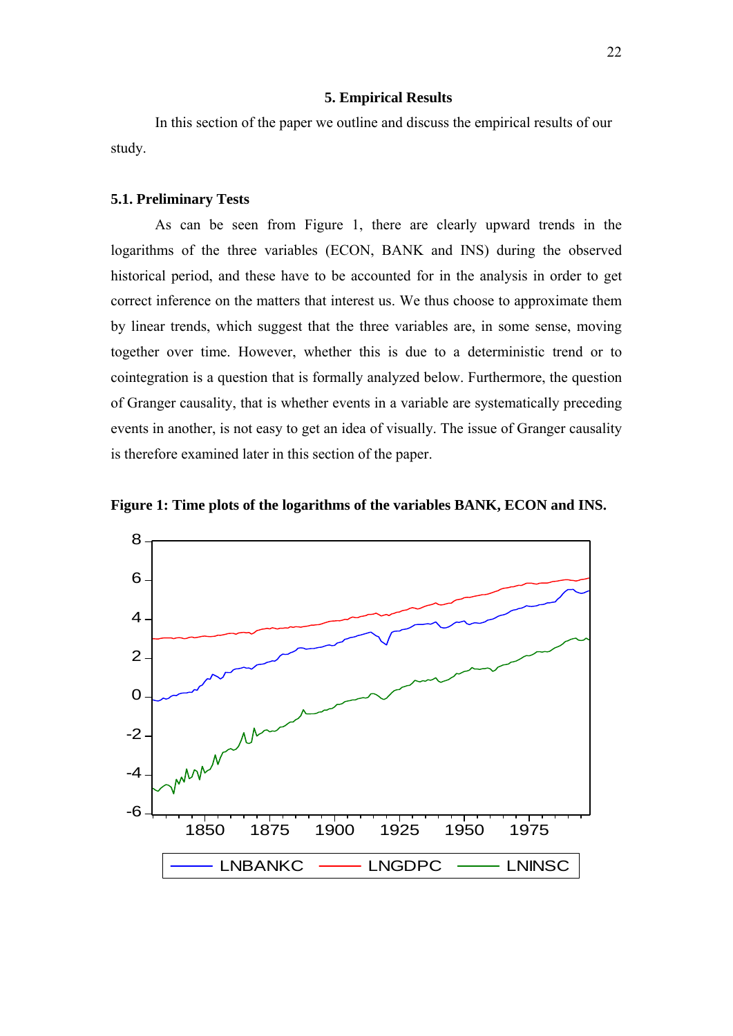## 5. Empirical Results

In this section of the paper we outline and discuss the empirical results of our study.

### 5.1. Preliminary Tests

As can be seen from Figure 1, there are clearly upward trends in the logarithms of the three variables (ECON, BANK and INS) during the observed historical period, and these have to be accounted for in the analysis in order to get correct inference on the matters that interest us. We thus choose to approximate them by linear trends, which suggest that the three variables are, in some sense, moving together over time. However, whether this is due to a deterministic trend or to cointegration is a question that is formally analyzed below. Furthermore, the question of Granger causality, that is whether events in a variable are systematically preceding events in another, is not easy to get an idea of visually. The issue of Granger causality is therefore examined later in this section of the paper.

**Figure 1: Time plots of the logarithms of the variables BANK, ECON and INS.**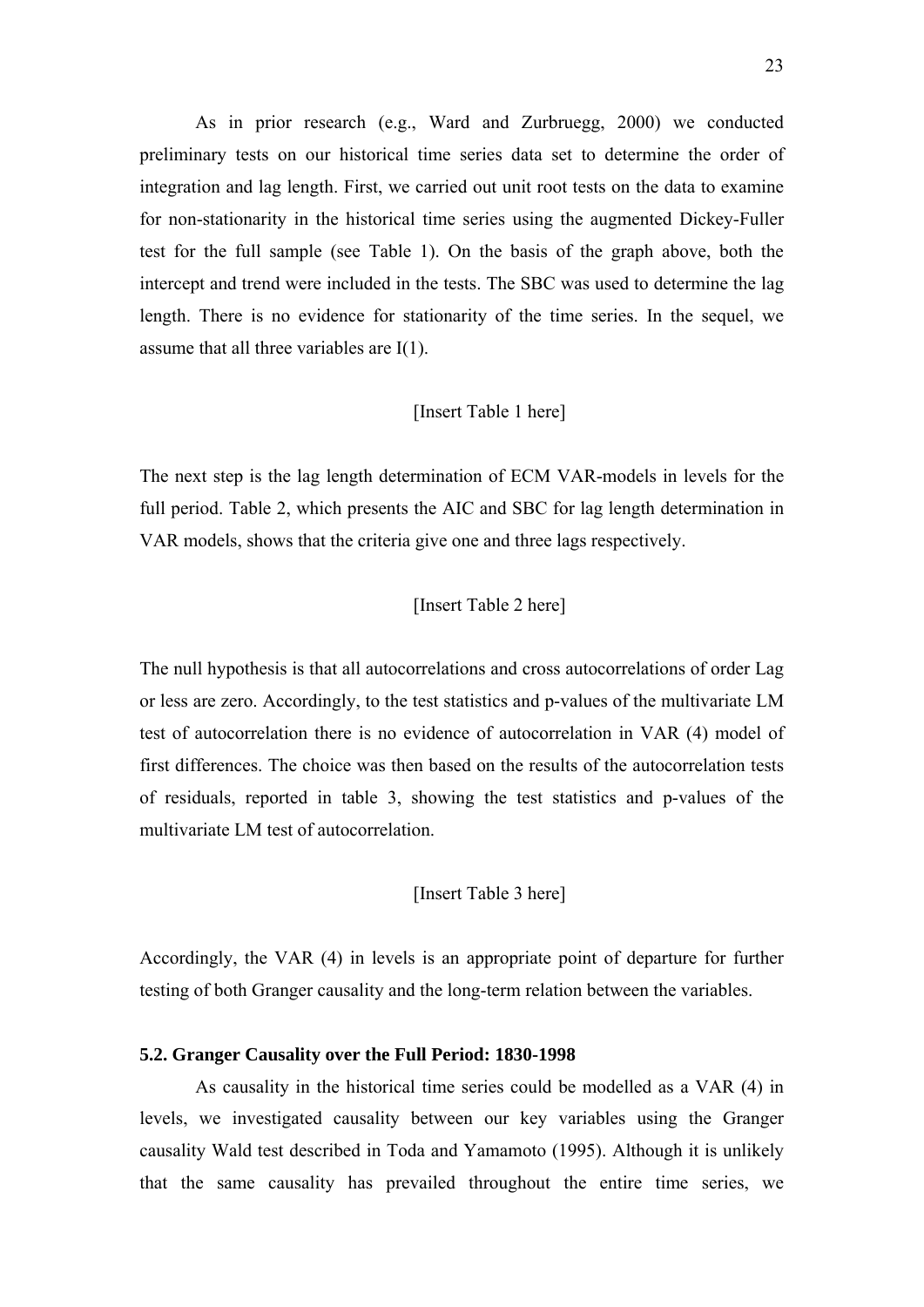As in prior research (e.g., Ward and Zurbruegg, 2000) we conducted preliminary tests on our historical time series data set to determine the order of integration and lag length. First, we carried out unit root tests on the data to examine for non-stationarity in the historical time series using the augmented Dickey-Fuller test for the full sample (see Table 1). On the basis of the graph above, both the intercept and trend were included in the tests. The SBC was used to determine the lag length. There is no evidence for stationarity of the time series. In the sequel, we assume that all three variables are I(1).

[Insert Table 1 here]

The next step is the lag length determination of ECM VAR-models in levels for the full period. Table 2, which presents the AIC and SBC for lag length determination in VAR models, shows that the criteria give one and three lags respectively.

[Insert Table 2 here]

The null hypothesis is that all autocorrelations and cross autocorrelations of order Lag or less are zero. Accordingly, to the test statistics and p-values of the multivariate LM test of autocorrelation there is no evidence of autocorrelation in VAR (4) model of first differences. The choice was then based on the results of the autocorrelation tests of residuals, reported in table 3, showing the test statistics and p-values of the multivariate LM test of autocorrelation.

[Insert Table 3 here]

Accordingly, the VAR (4) in levels is an appropriate point of departure for further testing of both Granger causality and the long-term relation between the variables.

### 5.2. Granger Causality over the Full Period: 1830-1998

As causality in the historical time series could be modelled as a VAR (4) in levels, we investigated causality between our key variables using the Granger causality Wald test described in Toda and Yamamoto (1995). Although it is unlikely that the same causality has prevailed throughout the entire time series, we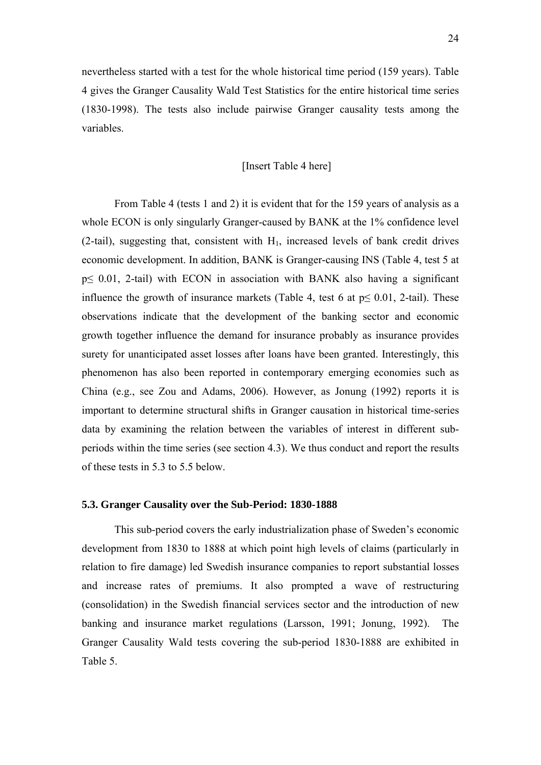nevertheless started with a test for the whole historical time period (159 years). Table 4 gives the Granger Causality Wald Test Statistics for the entire historical time series (1830-1998). The tests also include pairwise Granger causality tests among the variables.

[Insert Table 4 here]

From Table 4 (tests 1 and 2) it is evident that for the 159 years of analysis as a whole ECON is only singularly Granger-caused by BANK at the 1% confidence level (2-tail), suggesting that, consistent with $H_1$, increased levels of bank credit drives economic development. In addition, BANK is Granger-causing INS (Table 4, test 5 at $p \leq 0.01$, 2-tail) with ECON in association with BANK also having a significant influence the growth of insurance markets (Table 4, test 6 at $p \leq 0.01$, 2-tail). These observations indicate that the development of the banking sector and economic growth together influence the demand for insurance probably as insurance provides surety for unanticipated asset losses after loans have been granted. Interestingly, this phenomenon has also been reported in contemporary emerging economies such as China (e.g., see Zou and Adams, 2006). However, as Jonung (1992) reports it is important to determine structural shifts in Granger causation in historical time-series data by examining the relation between the variables of interest in different sub-periods within the time series (see section 4.3). We thus conduct and report the results of these tests in 5.3 to 5.5 below.

### 5.3. Granger Causality over the Sub-Period: 1830-1888

This sub-period covers the early industrialization phase of Sweden's economic development from 1830 to 1888 at which point high levels of claims (particularly in relation to fire damage) led Swedish insurance companies to report substantial losses and increase rates of premiums. It also prompted a wave of restructuring (consolidation) in the Swedish financial services sector and the introduction of new banking and insurance market regulations (Larsson, 1991; Jonung, 1992). The Granger Causality Wald tests covering the sub-period 1830-1888 are exhibited in Table 5.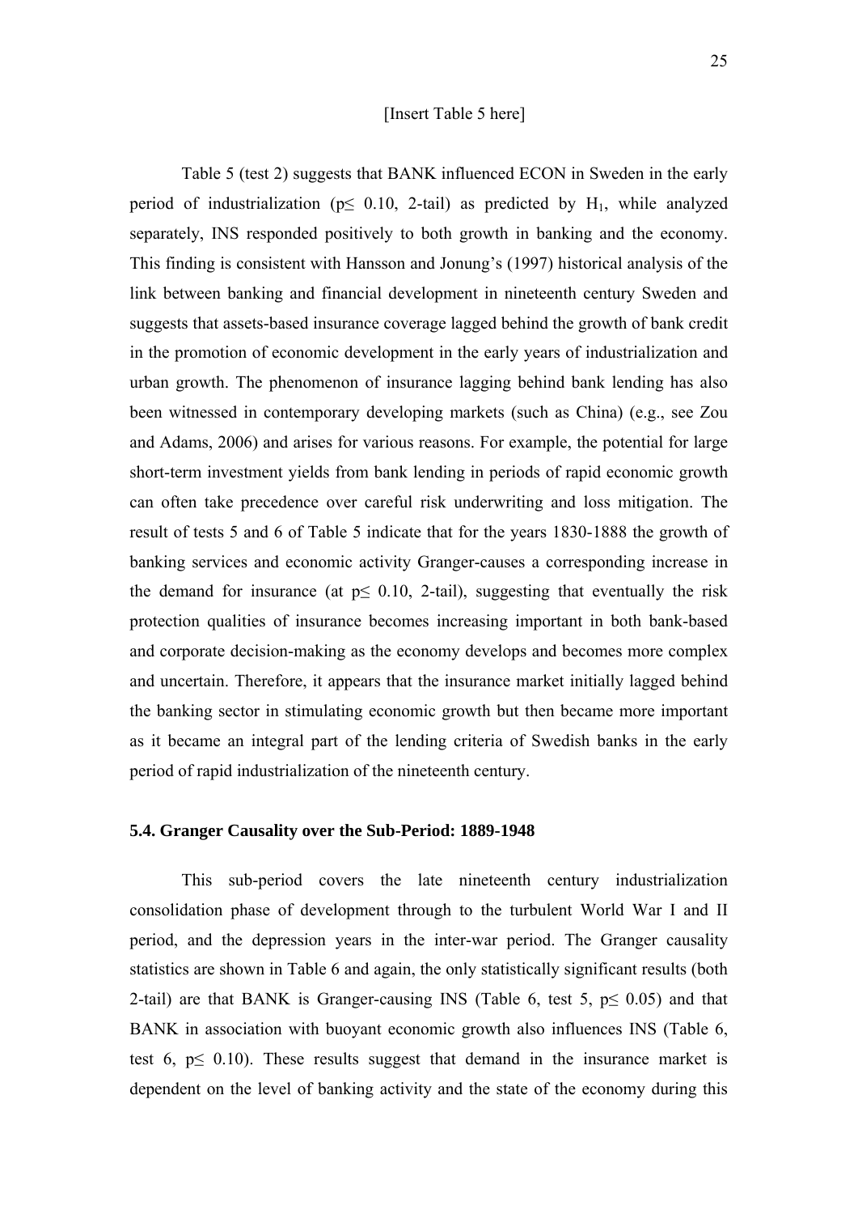[Insert Table 5 here]

Table 5 (test 2) suggests that BANK influenced ECON in Sweden in the early period of industrialization ($p \leq 0.10$, 2-tail) as predicted by $H_1$, while analyzed separately, INS responded positively to both growth in banking and the economy. This finding is consistent with Hansson and Jonung's (1997) historical analysis of the link between banking and financial development in nineteenth century Sweden and suggests that assets-based insurance coverage lagged behind the growth of bank credit in the promotion of economic development in the early years of industrialization and urban growth. The phenomenon of insurance lagging behind bank lending has also been witnessed in contemporary developing markets (such as China) (e.g., see Zou and Adams, 2006) and arises for various reasons. For example, the potential for large short-term investment yields from bank lending in periods of rapid economic growth can often take precedence over careful risk underwriting and loss mitigation. The result of tests 5 and 6 of Table 5 indicate that for the years 1830-1888 the growth of banking services and economic activity Granger-causes a corresponding increase in the demand for insurance (at $p \leq 0.10$, 2-tail), suggesting that eventually the risk protection qualities of insurance becomes increasing important in both bank-based and corporate decision-making as the economy develops and becomes more complex and uncertain. Therefore, it appears that the insurance market initially lagged behind the banking sector in stimulating economic growth but then became more important as it became an integral part of the lending criteria of Swedish banks in the early period of rapid industrialization of the nineteenth century.

### 5.4. Granger Causality over the Sub-Period: 1889-1948

This sub-period covers the late nineteenth century industrialization consolidation phase of development through to the turbulent World War I and II period, and the depression years in the inter-war period. The Granger causality statistics are shown in Table 6 and again, the only statistically significant results (both 2-tail) are that BANK is Granger-causing INS (Table 6, test 5, $p \leq 0.05$) and that BANK in association with buoyant economic growth also influences INS (Table 6, test 6, $p \leq 0.10$). These results suggest that demand in the insurance market is dependent on the level of banking activity and the state of the economy during this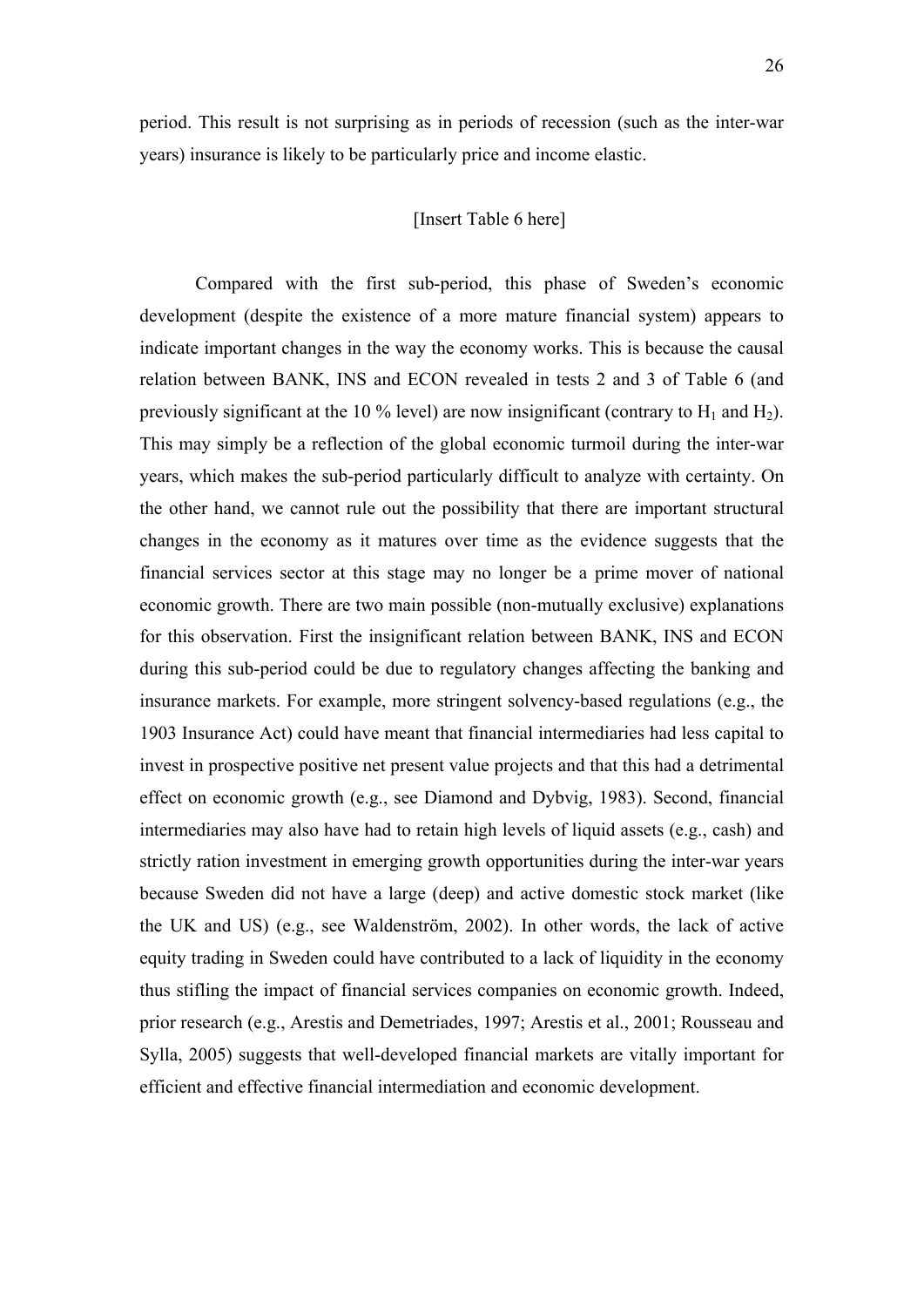period. This result is not surprising as in periods of recession (such as the inter-war years) insurance is likely to be particularly price and income elastic.

[Insert Table 6 here]

Compared with the first sub-period, this phase of Sweden's economic development (despite the existence of a more mature financial system) appears to indicate important changes in the way the economy works. This is because the causal relation between BANK, INS and ECON revealed in tests 2 and 3 of Table 6 (and previously significant at the 10 % level) are now insignificant (contrary to $H_1$ and $H_2$). This may simply be a reflection of the global economic turmoil during the inter-war years, which makes the sub-period particularly difficult to analyze with certainty. On the other hand, we cannot rule out the possibility that there are important structural changes in the economy as it matures over time as the evidence suggests that the financial services sector at this stage may no longer be a prime mover of national economic growth. There are two main possible (non-mutually exclusive) explanations for this observation. First the insignificant relation between BANK, INS and ECON during this sub-period could be due to regulatory changes affecting the banking and insurance markets. For example, more stringent solvency-based regulations (e.g., the 1903 Insurance Act) could have meant that financial intermediaries had less capital to invest in prospective positive net present value projects and that this had a detrimental effect on economic growth (e.g., see Diamond and Dybvig, 1983). Second, financial intermediaries may also have had to retain high levels of liquid assets (e.g., cash) and strictly ration investment in emerging growth opportunities during the inter-war years because Sweden did not have a large (deep) and active domestic stock market (like the UK and US) (e.g., see Waldenström, 2002). In other words, the lack of active equity trading in Sweden could have contributed to a lack of liquidity in the economy thus stifling the impact of financial services companies on economic growth. Indeed, prior research (e.g., Arestis and Demetriades, 1997; Arestis et al., 2001; Rousseau and Sylla, 2005) suggests that well-developed financial markets are vitally important for efficient and effective financial intermediation and economic development.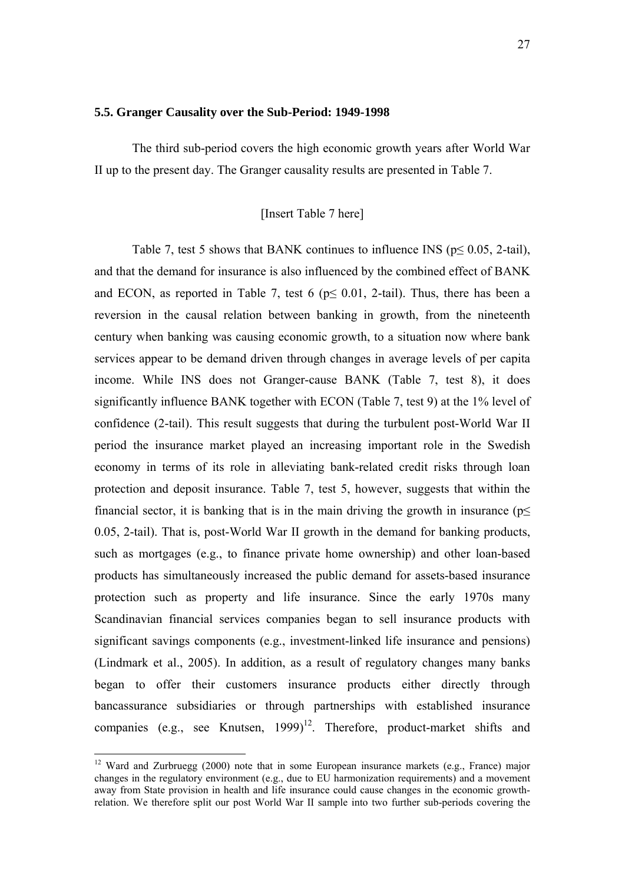### 5.5. Granger Causality over the Sub-Period: 1949-1998

The third sub-period covers the high economic growth years after World War II up to the present day. The Granger causality results are presented in Table 7.

[Insert Table 7 here]

Table 7, test 5 shows that BANK continues to influence INS ($p \leq 0.05$, 2-tail), and that the demand for insurance is also influenced by the combined effect of BANK and ECON, as reported in Table 7, test 6 ($p \leq 0.01$, 2-tail). Thus, there has been a reversion in the causal relation between banking in growth, from the nineteenth century when banking was causing economic growth, to a situation now where bank services appear to be demand driven through changes in average levels of per capita income. While INS does not Granger-cause BANK (Table 7, test 8), it does significantly influence BANK together with ECON (Table 7, test 9) at the 1% level of confidence (2-tail). This result suggests that during the turbulent post-World War II period the insurance market played an increasing important role in the Swedish economy in terms of its role in alleviating bank-related credit risks through loan protection and deposit insurance. Table 7, test 5, however, suggests that within the financial sector, it is banking that is in the main driving the growth in insurance ($p \leq 0.05$, 2-tail). That is, post-World War II growth in the demand for banking products, such as mortgages (e.g., to finance private home ownership) and other loan-based products has simultaneously increased the public demand for assets-based insurance protection such as property and life insurance. Since the early 1970s many Scandinavian financial services companies began to sell insurance products with significant savings components (e.g., investment-linked life insurance and pensions) (Lindmark et al., 2005). In addition, as a result of regulatory changes many banks began to offer their customers insurance products either directly through bancassurance subsidiaries or through partnerships with established insurance companies (e.g., see Knutsen, 1999)[12]. Therefore, product-market shifts and

---

[12] Ward and Zurbruegg (2000) note that in some European insurance markets (e.g., France) major changes in the regulatory environment (e.g., due to EU harmonization requirements) and a movement away from State provision in health and life insurance could cause changes in the economic growth-relation. We therefore split our post World War II sample into two further sub-periods covering the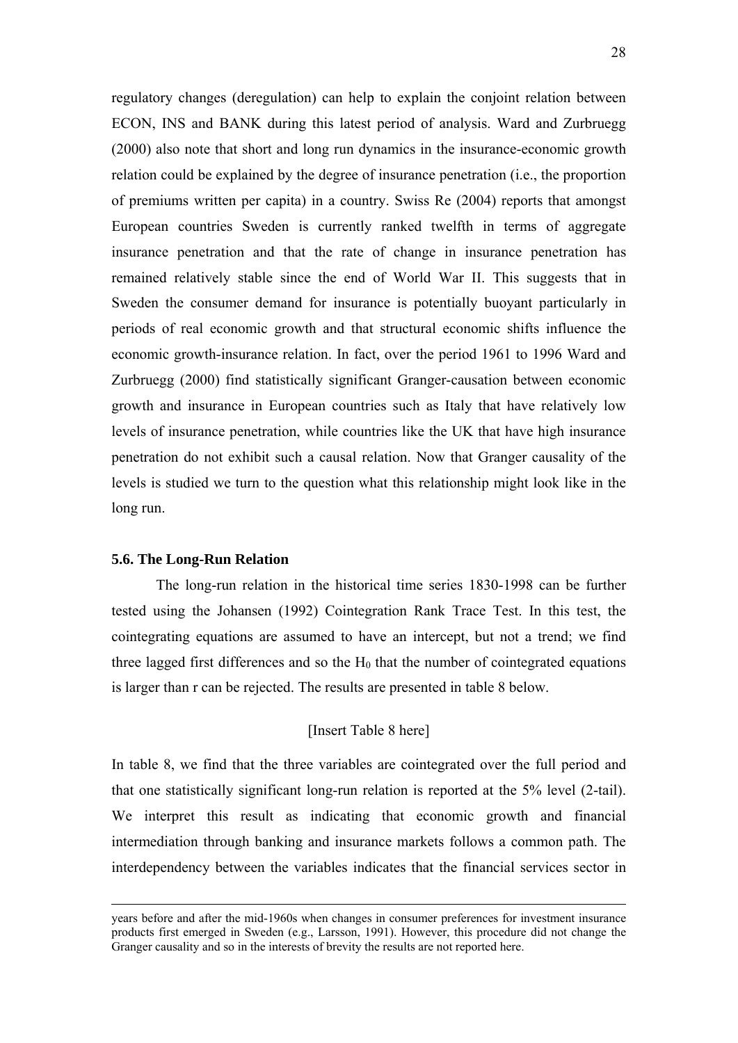regulatory changes (deregulation) can help to explain the conjoint relation between ECON, INS and BANK during this latest period of analysis. Ward and Zurbruegg (2000) also note that short and long run dynamics in the insurance-economic growth relation could be explained by the degree of insurance penetration (i.e., the proportion of premiums written per capita) in a country. Swiss Re (2004) reports that amongst European countries Sweden is currently ranked twelfth in terms of aggregate insurance penetration and that the rate of change in insurance penetration has remained relatively stable since the end of World War II. This suggests that in Sweden the consumer demand for insurance is potentially buoyant particularly in periods of real economic growth and that structural economic shifts influence the economic growth-insurance relation. In fact, over the period 1961 to 1996 Ward and Zurbruegg (2000) find statistically significant Granger-causation between economic growth and insurance in European countries such as Italy that have relatively low levels of insurance penetration, while countries like the UK that have high insurance penetration do not exhibit such a causal relation. Now that Granger causality of the levels is studied we turn to the question what this relationship might look like in the long run.

### 5.6. The Long-Run Relation

The long-run relation in the historical time series 1830-1998 can be further tested using the Johansen (1992) Cointegration Rank Trace Test. In this test, the cointegrating equations are assumed to have an intercept, but not a trend; we find three lagged first differences and so the $H_0$ that the number of cointegrated equations is larger than r can be rejected. The results are presented in table 8 below.

[Insert Table 8 here]

In table 8, we find that the three variables are cointegrated over the full period and that one statistically significant long-run relation is reported at the 5% level (2-tail). We interpret this result as indicating that economic growth and financial intermediation through banking and insurance markets follows a common path. The interdependency between the variables indicates that the financial services sector in

---

years before and after the mid-1960s when changes in consumer preferences for investment insurance products first emerged in Sweden (e.g., Larsson, 1991). However, this procedure did not change the Granger causality and so in the interests of brevity the results are not reported here.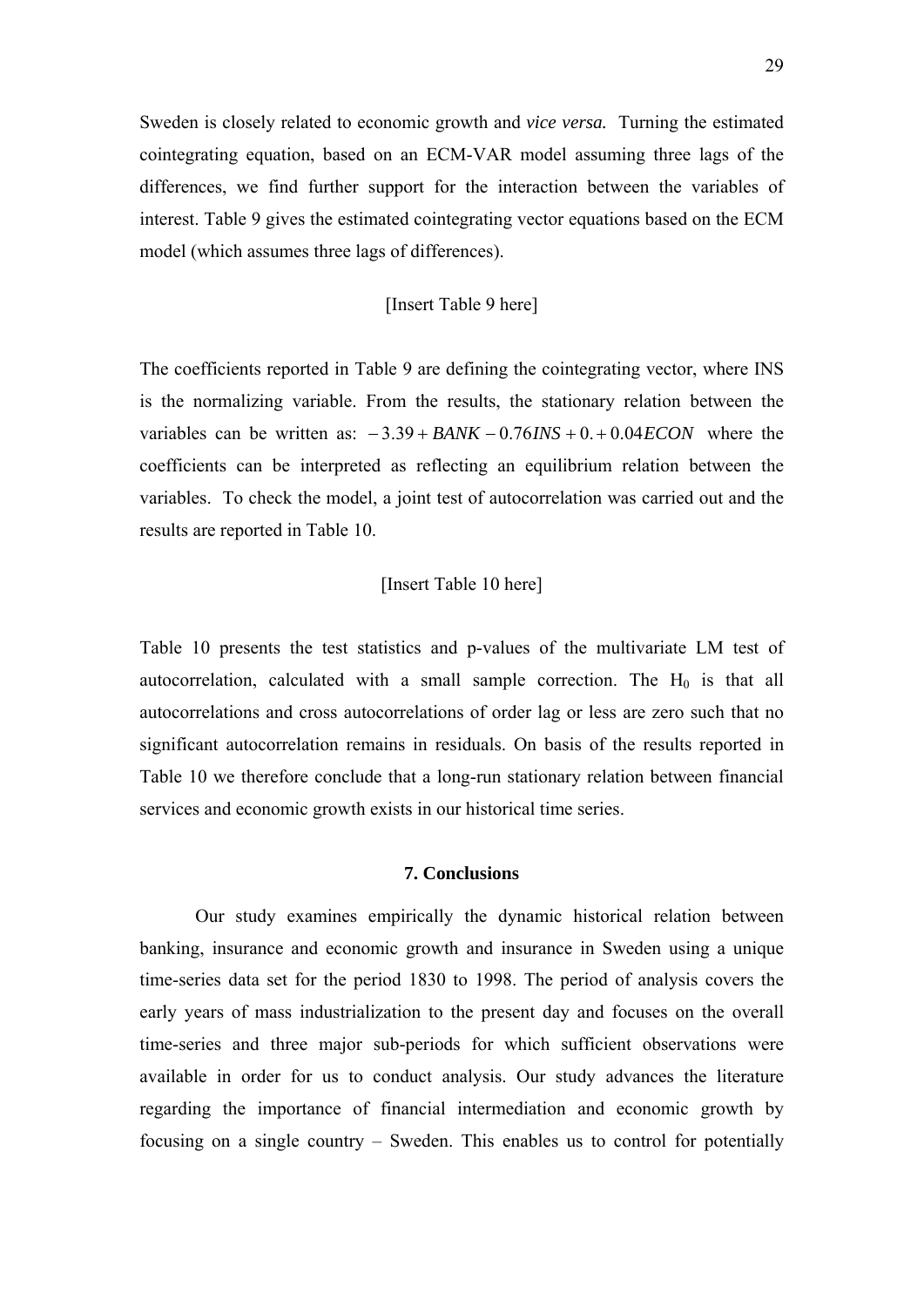Sweden is closely related to economic growth and *vice versa.* Turning the estimated cointegrating equation, based on an ECM-VAR model assuming three lags of the differences, we find further support for the interaction between the variables of interest. Table 9 gives the estimated cointegrating vector equations based on the ECM model (which assumes three lags of differences).

[Insert Table 9 here]

The coefficients reported in Table 9 are defining the cointegrating vector, where INS is the normalizing variable. From the results, the stationary relation between the variables can be written as: $-3.39 + BANK - 0.76INS + 0. + 0.04ECON$ where the coefficients can be interpreted as reflecting an equilibrium relation between the variables. To check the model, a joint test of autocorrelation was carried out and the results are reported in Table 10.

[Insert Table 10 here]

Table 10 presents the test statistics and p-values of the multivariate LM test of autocorrelation, calculated with a small sample correction. The $H_0$ is that all autocorrelations and cross autocorrelations of order lag or less are zero such that no significant autocorrelation remains in residuals. On basis of the results reported in Table 10 we therefore conclude that a long-run stationary relation between financial services and economic growth exists in our historical time series.

## 7. Conclusions

Our study examines empirically the dynamic historical relation between banking, insurance and economic growth and insurance in Sweden using a unique time-series data set for the period 1830 to 1998. The period of analysis covers the early years of mass industrialization to the present day and focuses on the overall time-series and three major sub-periods for which sufficient observations were available in order for us to conduct analysis. Our study advances the literature regarding the importance of financial intermediation and economic growth by focusing on a single country – Sweden. This enables us to control for potentially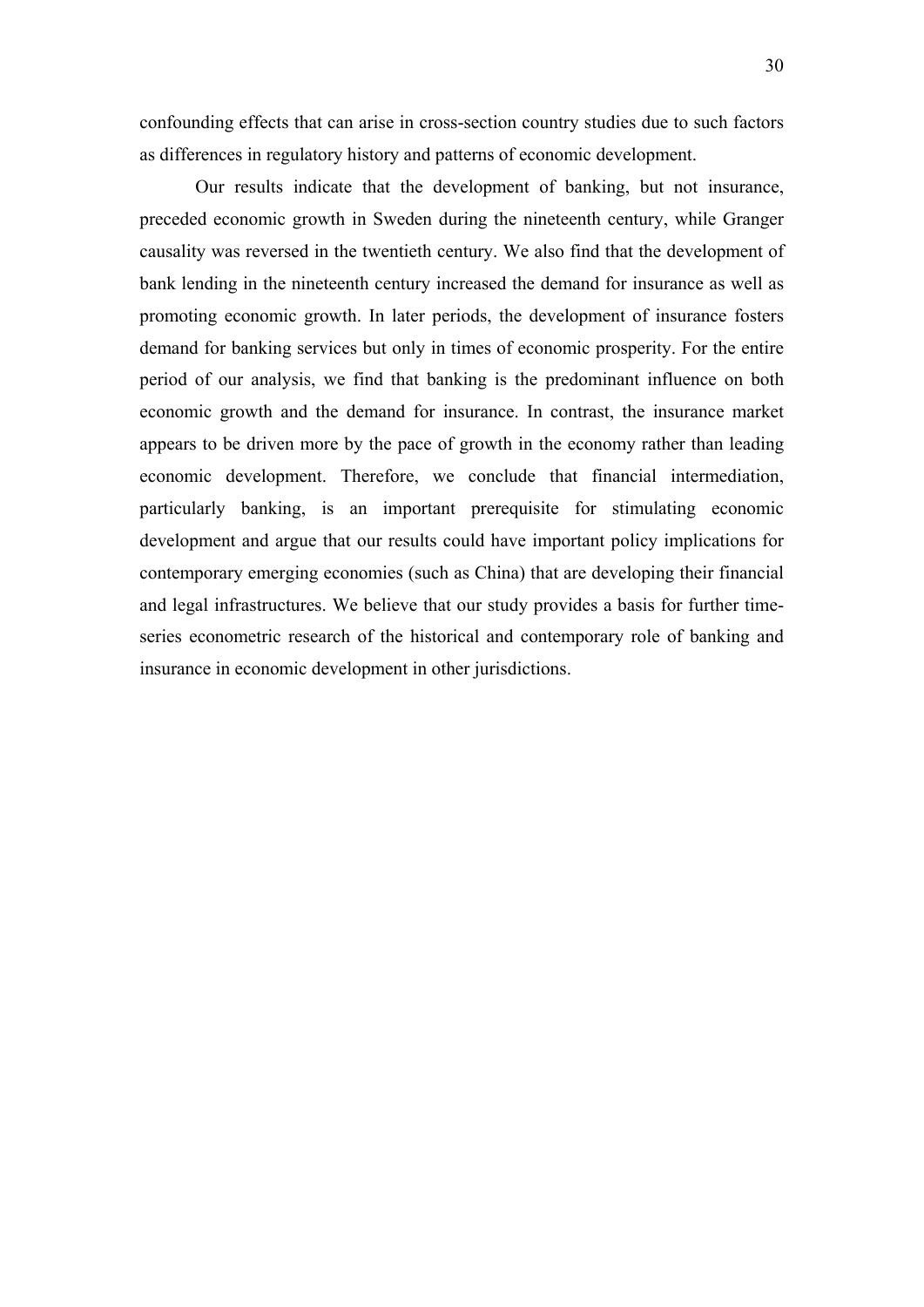confounding effects that can arise in cross-section country studies due to such factors as differences in regulatory history and patterns of economic development.

Our results indicate that the development of banking, but not insurance, preceded economic growth in Sweden during the nineteenth century, while Granger causality was reversed in the twentieth century. We also find that the development of bank lending in the nineteenth century increased the demand for insurance as well as promoting economic growth. In later periods, the development of insurance fosters demand for banking services but only in times of economic prosperity. For the entire period of our analysis, we find that banking is the predominant influence on both economic growth and the demand for insurance. In contrast, the insurance market appears to be driven more by the pace of growth in the economy rather than leading economic development. Therefore, we conclude that financial intermediation, particularly banking, is an important prerequisite for stimulating economic development and argue that our results could have important policy implications for contemporary emerging economies (such as China) that are developing their financial and legal infrastructures. We believe that our study provides a basis for further time-series econometric research of the historical and contemporary role of banking and insurance in economic development in other jurisdictions.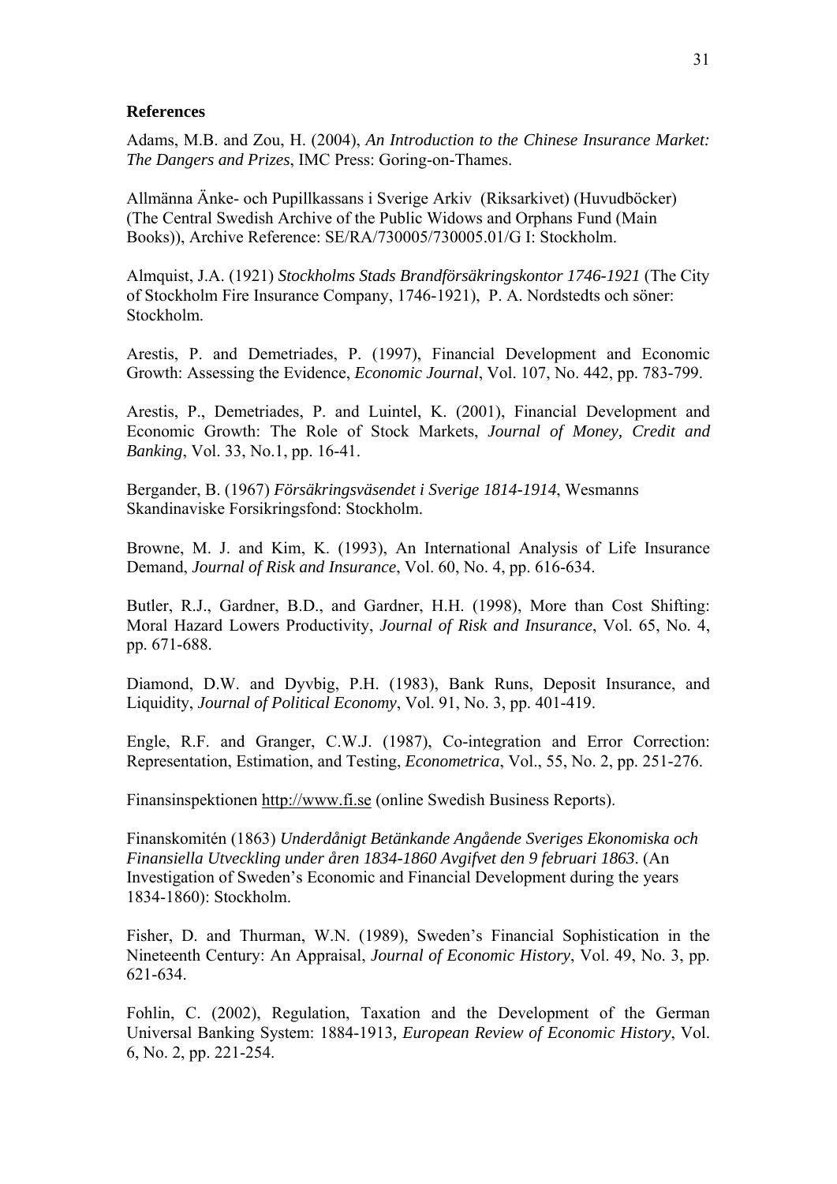## References

Adams, M.B. and Zou, H. (2004), *An Introduction to the Chinese Insurance Market: The Dangers and Prizes*, IMC Press: Goring-on-Thames.

Allmänna Änke- och Pupillkassans i Sverige Arkiv (Riksarkivet) (Huvudböcker) (The Central Swedish Archive of the Public Widows and Orphans Fund (Main Books)), Archive Reference: SE/RA/730005/730005.01/G I: Stockholm.

Almquist, J.A. (1921) *Stockholms Stads Brandförsäkringskontor 1746-1921* (The City of Stockholm Fire Insurance Company, 1746-1921), P. A. Nordstedts och söner: Stockholm.

Arestis, P. and Demetriades, P. (1997), Financial Development and Economic Growth: Assessing the Evidence, *Economic Journal*, Vol. 107, No. 442, pp. 783-799.

Arestis, P., Demetriades, P. and Luintel, K. (2001), Financial Development and Economic Growth: The Role of Stock Markets, *Journal of Money, Credit and Banking*, Vol. 33, No.1, pp. 16-41.

Bergander, B. (1967) *Försäkringsväsendet i Sverige 1814-1914*, Wesmanns Skandinaviske Forsikringsfond: Stockholm.

Browne, M. J. and Kim, K. (1993), An International Analysis of Life Insurance Demand, *Journal of Risk and Insurance*, Vol. 60, No. 4, pp. 616-634.

Butler, R.J., Gardner, B.D., and Gardner, H.H. (1998), More than Cost Shifting: Moral Hazard Lowers Productivity, *Journal of Risk and Insurance*, Vol. 65, No. 4, pp. 671-688.

Diamond, D.W. and Dyvbig, P.H. (1983), Bank Runs, Deposit Insurance, and Liquidity, *Journal of Political Economy*, Vol. 91, No. 3, pp. 401-419.

Engle, R.F. and Granger, C.W.J. (1987), Co-integration and Error Correction: Representation, Estimation, and Testing, *Econometrica*, Vol., 55, No. 2, pp. 251-276.

Finansinspektionen http://www.fi.se (online Swedish Business Reports).

Finanskomitén (1863) *Underdånigt Betänkande Angående Sveriges Ekonomiska och Finansiella Utveckling under åren 1834-1860 Avgifvet den 9 februari 1863*. (An Investigation of Sweden's Economic and Financial Development during the years 1834-1860): Stockholm.

Fisher, D. and Thurman, W.N. (1989), Sweden's Financial Sophistication in the Nineteenth Century: An Appraisal, *Journal of Economic History*, Vol. 49, No. 3, pp. 621-634.

Fohlin, C. (2002), Regulation, Taxation and the Development of the German Universal Banking System: 1884-1913, *European Review of Economic History*, Vol. 6, No. 2, pp. 221-254.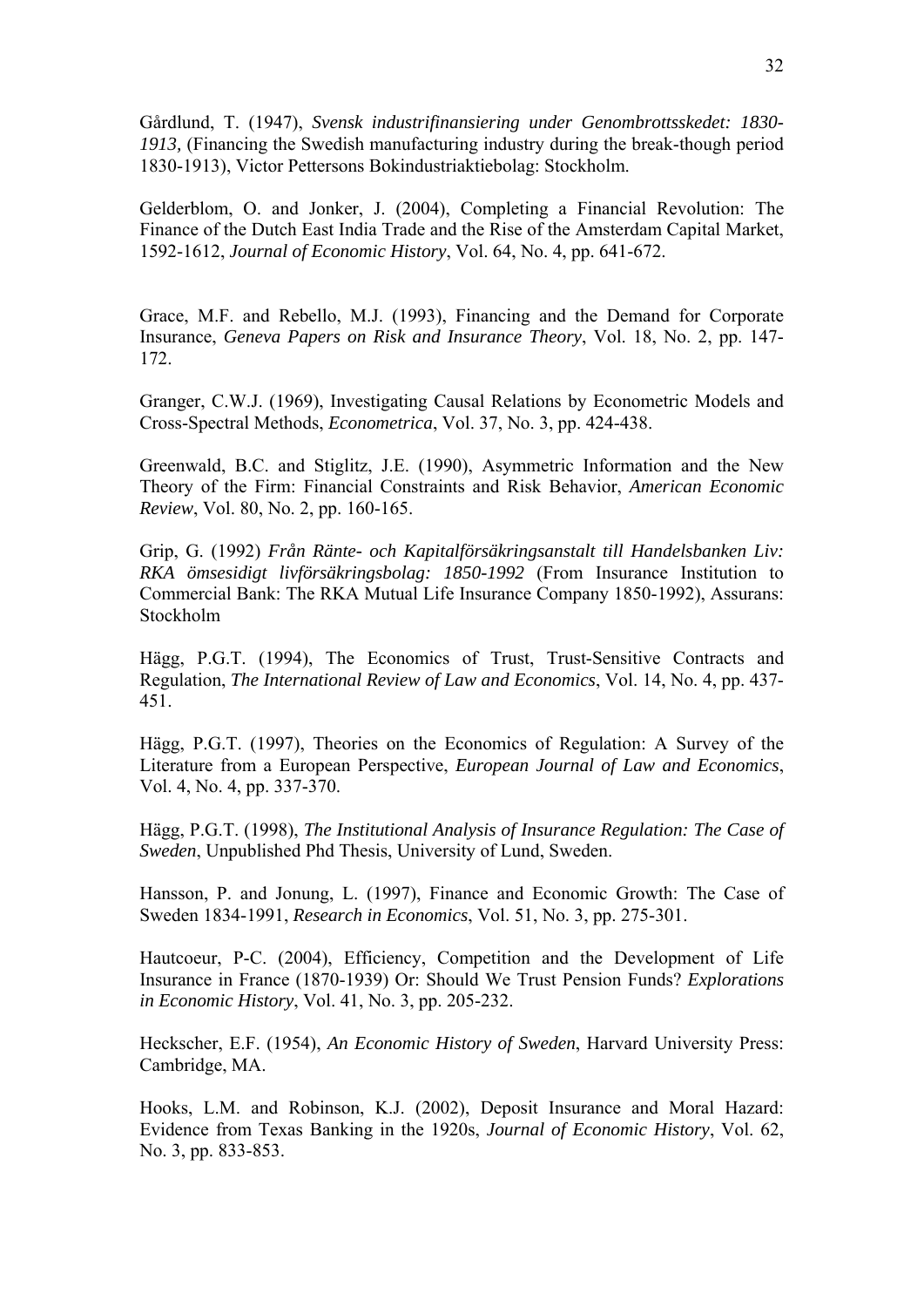Gårdlund, T. (1947), *Svensk industrifinansiering under Genombrottsskedet: 1830-1913,* (Financing the Swedish manufacturing industry during the break-though period 1830-1913), Victor Pettersons Bokindustriaktiebolag: Stockholm.

Gelderblom, O. and Jonker, J. (2004), Completing a Financial Revolution: The Finance of the Dutch East India Trade and the Rise of the Amsterdam Capital Market, 1592-1612, *Journal of Economic History*, Vol. 64, No. 4, pp. 641-672.

Grace, M.F. and Rebello, M.J. (1993), Financing and the Demand for Corporate Insurance, *Geneva Papers on Risk and Insurance Theory*, Vol. 18, No. 2, pp. 147-172.

Granger, C.W.J. (1969), Investigating Causal Relations by Econometric Models and Cross-Spectral Methods, *Econometrica*, Vol. 37, No. 3, pp. 424-438.

Greenwald, B.C. and Stiglitz, J.E. (1990), Asymmetric Information and the New Theory of the Firm: Financial Constraints and Risk Behavior, *American Economic Review*, Vol. 80, No. 2, pp. 160-165.

Grip, G. (1992) *Från Ränte- och Kapitalförsäkringsanstalt till Handelsbanken Liv: RKA ömsesidigt livförsäkringsbolag: 1850-1992* (From Insurance Institution to Commercial Bank: The RKA Mutual Life Insurance Company 1850-1992), Assurans: Stockholm

Hägg, P.G.T. (1994), The Economics of Trust, Trust-Sensitive Contracts and Regulation, *The International Review of Law and Economics*, Vol. 14, No. 4, pp. 437-451.

Hägg, P.G.T. (1997), Theories on the Economics of Regulation: A Survey of the Literature from a European Perspective, *European Journal of Law and Economics*, Vol. 4, No. 4, pp. 337-370.

Hägg, P.G.T. (1998), *The Institutional Analysis of Insurance Regulation: The Case of Sweden*, Unpublished Phd Thesis, University of Lund, Sweden.

Hansson, P. and Jonung, L. (1997), Finance and Economic Growth: The Case of Sweden 1834-1991, *Research in Economics*, Vol. 51, No. 3, pp. 275-301.

Hautcoeur, P-C. (2004), Efficiency, Competition and the Development of Life Insurance in France (1870-1939) Or: Should We Trust Pension Funds? *Explorations in Economic History*, Vol. 41, No. 3, pp. 205-232.

Heckscher, E.F. (1954), *An Economic History of Sweden*, Harvard University Press: Cambridge, MA.

Hooks, L.M. and Robinson, K.J. (2002), Deposit Insurance and Moral Hazard: Evidence from Texas Banking in the 1920s, *Journal of Economic History*, Vol. 62, No. 3, pp. 833-853.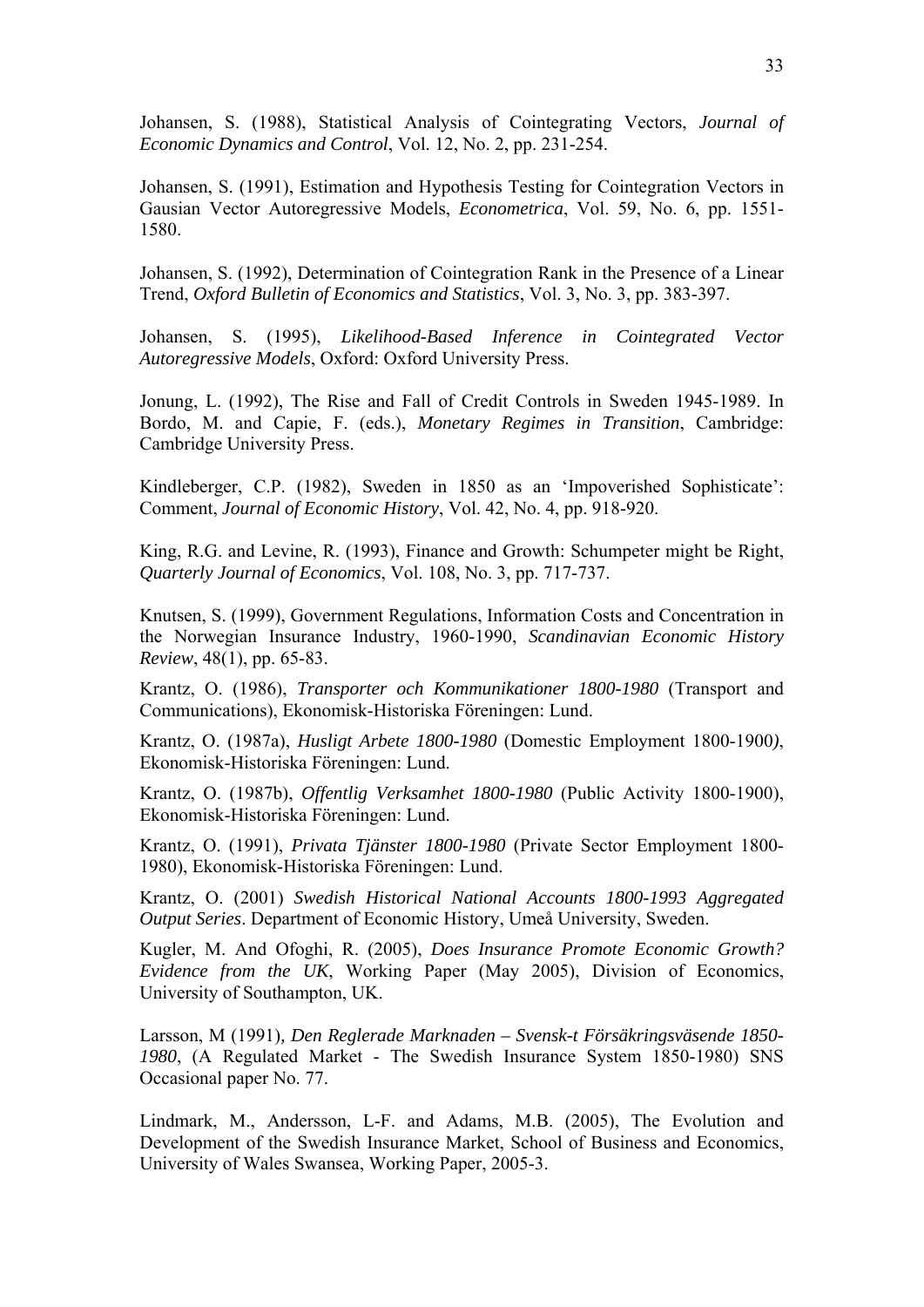Johansen, S. (1988), Statistical Analysis of Cointegrating Vectors, *Journal of Economic Dynamics and Control*, Vol. 12, No. 2, pp. 231-254.

Johansen, S. (1991), Estimation and Hypothesis Testing for Cointegration Vectors in Gausian Vector Autoregressive Models, *Econometrica*, Vol. 59, No. 6, pp. 1551-1580.

Johansen, S. (1992), Determination of Cointegration Rank in the Presence of a Linear Trend, *Oxford Bulletin of Economics and Statistics*, Vol. 3, No. 3, pp. 383-397.

Johansen, S. (1995), *Likelihood-Based Inference in Cointegrated Vector Autoregressive Models*, Oxford: Oxford University Press.

Jonung, L. (1992), The Rise and Fall of Credit Controls in Sweden 1945-1989. In Bordo, M. and Capie, F. (eds.), *Monetary Regimes in Transition*, Cambridge: Cambridge University Press.

Kindleberger, C.P. (1982), Sweden in 1850 as an 'Impoverished Sophisticate': Comment, *Journal of Economic History*, Vol. 42, No. 4, pp. 918-920.

King, R.G. and Levine, R. (1993), Finance and Growth: Schumpeter might be Right, *Quarterly Journal of Economics*, Vol. 108, No. 3, pp. 717-737.

Knutsen, S. (1999), Government Regulations, Information Costs and Concentration in the Norwegian Insurance Industry, 1960-1990, *Scandinavian Economic History Review*, 48(1), pp. 65-83.

Krantz, O. (1986), *Transporter och Kommunikationer 1800-1980* (Transport and Communications), Ekonomisk-Historiska Föreningen: Lund.

Krantz, O. (1987a), *Husligt Arbete 1800-1980* (Domestic Employment 1800-1900*)*, Ekonomisk-Historiska Föreningen: Lund.

Krantz, O. (1987b), *Offentlig Verksamhet 1800-1980* (Public Activity 1800-1900), Ekonomisk-Historiska Föreningen: Lund.

Krantz, O. (1991), *Privata Tjänster 1800-1980* (Private Sector Employment 1800-1980), Ekonomisk-Historiska Föreningen: Lund.

Krantz, O. (2001) *Swedish Historical National Accounts 1800-1993 Aggregated Output Series*. Department of Economic History, Umeå University, Sweden.

Kugler, M. And Ofoghi, R. (2005), *Does Insurance Promote Economic Growth? Evidence from the UK*, Working Paper (May 2005), Division of Economics, University of Southampton, UK.

Larsson, M (1991)*, Den Reglerade Marknaden – Svensk-t Försäkringsväsende 1850-1980*, (A Regulated Market - The Swedish Insurance System 1850-1980) SNS Occasional paper No. 77.

Lindmark, M., Andersson, L-F. and Adams, M.B. (2005), The Evolution and Development of the Swedish Insurance Market, School of Business and Economics, University of Wales Swansea, Working Paper, 2005-3.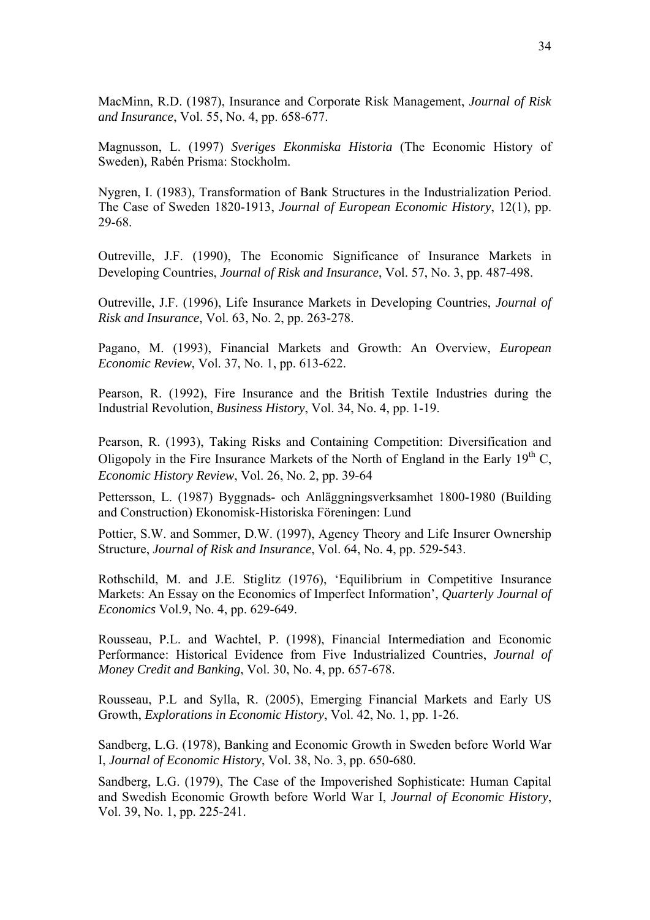MacMinn, R.D. (1987), Insurance and Corporate Risk Management, *Journal of Risk and Insurance*, Vol. 55, No. 4, pp. 658-677.

Magnusson, L. (1997) *Sveriges Ekonmiska Historia* (The Economic History of Sweden), Rabén Prisma: Stockholm.

Nygren, I. (1983), Transformation of Bank Structures in the Industrialization Period. The Case of Sweden 1820-1913, *Journal of European Economic History*, 12(1), pp. 29-68.

Outreville, J.F. (1990), The Economic Significance of Insurance Markets in Developing Countries, *Journal of Risk and Insurance*, Vol. 57, No. 3, pp. 487-498.

Outreville, J.F. (1996), Life Insurance Markets in Developing Countries, *Journal of Risk and Insurance*, Vol. 63, No. 2, pp. 263-278.

Pagano, M. (1993), Financial Markets and Growth: An Overview, *European Economic Review*, Vol. 37, No. 1, pp. 613-622.

Pearson, R. (1992), Fire Insurance and the British Textile Industries during the Industrial Revolution, *Business History*, Vol. 34, No. 4, pp. 1-19.

Pearson, R. (1993), Taking Risks and Containing Competition: Diversification and Oligopoly in the Fire Insurance Markets of the North of England in the Early 19th C, *Economic History Review*, Vol. 26, No. 2, pp. 39-64

Pettersson, L. (1987) Byggnads- och Anläggningsverksamhet 1800-1980 (Building and Construction) Ekonomisk-Historiska Föreningen: Lund

Pottier, S.W. and Sommer, D.W. (1997), Agency Theory and Life Insurer Ownership Structure, *Journal of Risk and Insurance*, Vol. 64, No. 4, pp. 529-543.

Rothschild, M. and J.E. Stiglitz (1976), 'Equilibrium in Competitive Insurance Markets: An Essay on the Economics of Imperfect Information', *Quarterly Journal of Economics* Vol.9, No. 4, pp. 629-649.

Rousseau, P.L. and Wachtel, P. (1998), Financial Intermediation and Economic Performance: Historical Evidence from Five Industrialized Countries, *Journal of Money Credit and Banking*, Vol. 30, No. 4, pp. 657-678.

Rousseau, P.L and Sylla, R. (2005), Emerging Financial Markets and Early US Growth, *Explorations in Economic History*, Vol. 42, No. 1, pp. 1-26.

Sandberg, L.G. (1978), Banking and Economic Growth in Sweden before World War I, *Journal of Economic History*, Vol. 38, No. 3, pp. 650-680.

Sandberg, L.G. (1979), The Case of the Impoverished Sophisticate: Human Capital and Swedish Economic Growth before World War I, *Journal of Economic History*, Vol. 39, No. 1, pp. 225-241.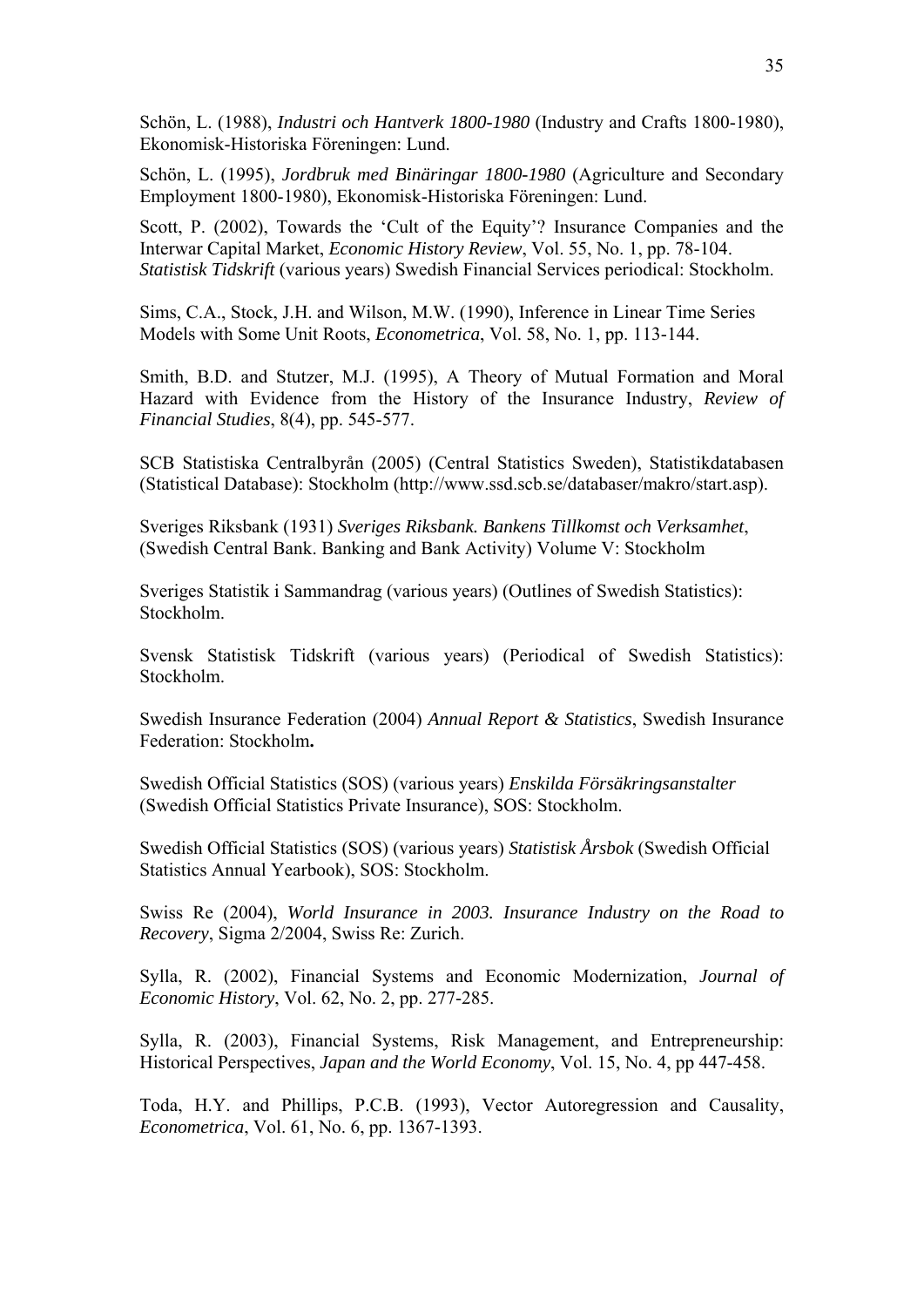Schön, L. (1988), *Industri och Hantverk 1800-1980* (Industry and Crafts 1800-1980), Ekonomisk-Historiska Föreningen: Lund.

Schön, L. (1995), *Jordbruk med Binäringar 1800-1980* (Agriculture and Secondary Employment 1800-1980), Ekonomisk-Historiska Föreningen: Lund.

Scott, P. (2002), Towards the 'Cult of the Equity'? Insurance Companies and the Interwar Capital Market, *Economic History Review*, Vol. 55, No. 1, pp. 78-104.
*Statistisk Tidskrift* (various years) Swedish Financial Services periodical: Stockholm.

Sims, C.A., Stock, J.H. and Wilson, M.W. (1990), Inference in Linear Time Series Models with Some Unit Roots, *Econometrica*, Vol. 58, No. 1, pp. 113-144.

Smith, B.D. and Stutzer, M.J. (1995), A Theory of Mutual Formation and Moral Hazard with Evidence from the History of the Insurance Industry, *Review of Financial Studies*, 8(4), pp. 545-577.

SCB Statistiska Centralbyrån (2005) (Central Statistics Sweden), Statistikdatabasen (Statistical Database): Stockholm (http://www.ssd.scb.se/databaser/makro/start.asp).

Sveriges Riksbank (1931) *Sveriges Riksbank. Bankens Tillkomst och Verksamhet*, (Swedish Central Bank. Banking and Bank Activity) Volume V: Stockholm

Sveriges Statistik i Sammandrag (various years) (Outlines of Swedish Statistics): Stockholm.

Svensk Statistisk Tidskrift (various years) (Periodical of Swedish Statistics): Stockholm.

Swedish Insurance Federation (2004) *Annual Report & Statistics*, Swedish Insurance Federation: Stockholm**.**

Swedish Official Statistics (SOS) (various years) *Enskilda Försäkringsanstalter* (Swedish Official Statistics Private Insurance), SOS: Stockholm.

Swedish Official Statistics (SOS) (various years) *Statistisk Årsbok* (Swedish Official Statistics Annual Yearbook), SOS: Stockholm.

Swiss Re (2004), *World Insurance in 2003. Insurance Industry on the Road to Recovery*, Sigma 2/2004, Swiss Re: Zurich.

Sylla, R. (2002), Financial Systems and Economic Modernization, *Journal of Economic History*, Vol. 62, No. 2, pp. 277-285.

Sylla, R. (2003), Financial Systems, Risk Management, and Entrepreneurship: Historical Perspectives, *Japan and the World Economy*, Vol. 15, No. 4, pp 447-458.

Toda, H.Y. and Phillips, P.C.B. (1993), Vector Autoregression and Causality, *Econometrica*, Vol. 61, No. 6, pp. 1367-1393.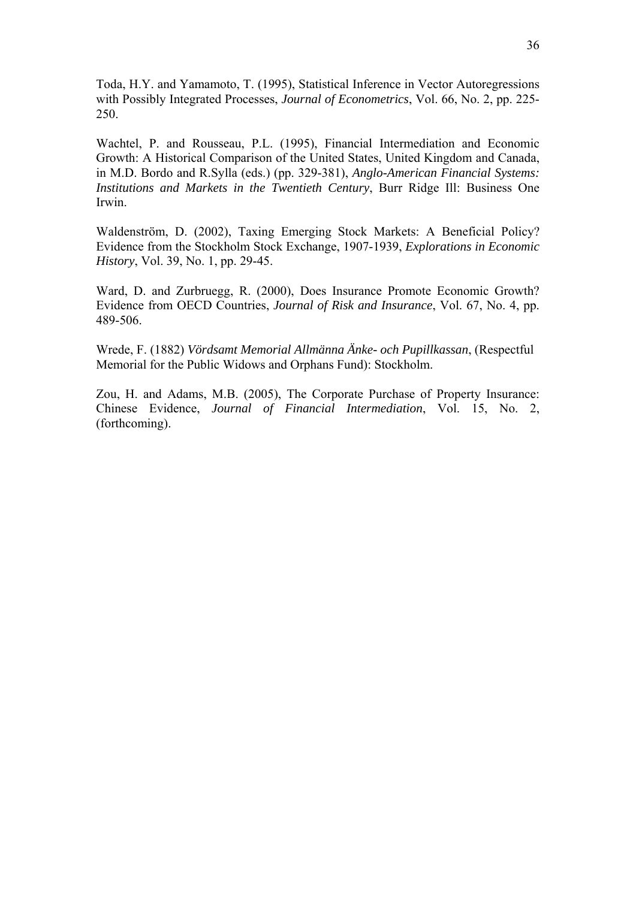Toda, H.Y. and Yamamoto, T. (1995), Statistical Inference in Vector Autoregressions with Possibly Integrated Processes, *Journal of Econometrics*, Vol. 66, No. 2, pp. 225-250.

Wachtel, P. and Rousseau, P.L. (1995), Financial Intermediation and Economic Growth: A Historical Comparison of the United States, United Kingdom and Canada, in M.D. Bordo and R.Sylla (eds.) (pp. 329-381), *Anglo-American Financial Systems: Institutions and Markets in the Twentieth Century*, Burr Ridge Ill: Business One Irwin.

Waldenström, D. (2002), Taxing Emerging Stock Markets: A Beneficial Policy? Evidence from the Stockholm Stock Exchange, 1907-1939, *Explorations in Economic History*, Vol. 39, No. 1, pp. 29-45.

Ward, D. and Zurbruegg, R. (2000), Does Insurance Promote Economic Growth? Evidence from OECD Countries, *Journal of Risk and Insurance*, Vol. 67, No. 4, pp. 489-506.

Wrede, F. (1882) *Vördsamt Memorial Allmänna Änke- och Pupillkassan*, (Respectful Memorial for the Public Widows and Orphans Fund): Stockholm.

Zou, H. and Adams, M.B. (2005), The Corporate Purchase of Property Insurance: Chinese Evidence, *Journal of Financial Intermediation*, Vol. 15, No. 2, (forthcoming).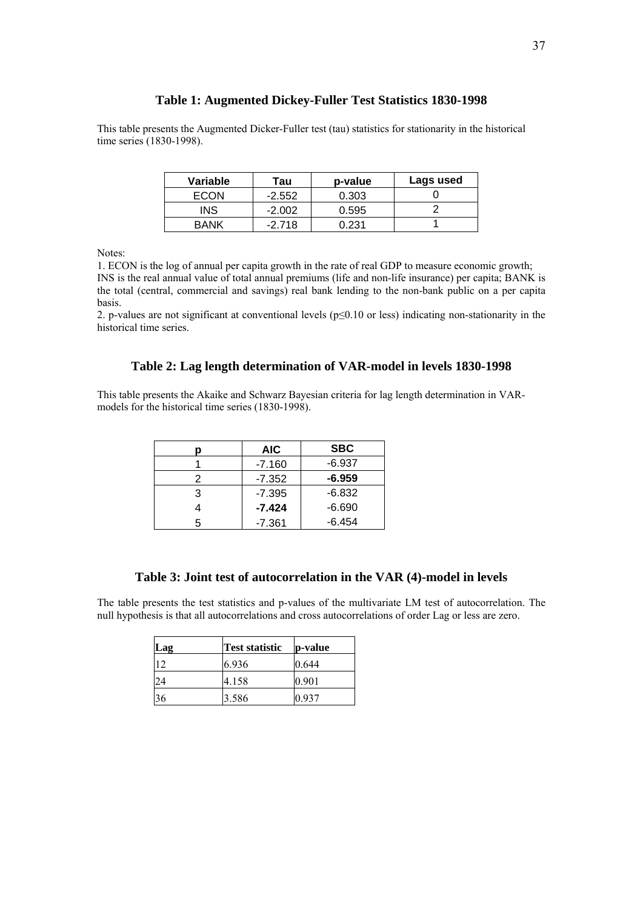## Table 1: Augmented Dickey-Fuller Test Statistics 1830-1998

This table presents the Augmented Dicker-Fuller test (tau) statistics for stationarity in the historical time series (1830-1998).

| Variable | Tau | p-value | Lags used |
|---|---|---|---|
| ECON | -2.552 | 0.303 | 0 |
| INS | -2.002 | 0.595 | 2 |
| BANK | -2.718 | 0.231 | 1 |

Notes:

1. ECON is the log of annual per capita growth in the rate of real GDP to measure economic growth; INS is the real annual value of total annual premiums (life and non-life insurance) per capita; BANK is the total (central, commercial and savings) real bank lending to the non-bank public on a per capita basis.
2. p-values are not significant at conventional levels ($p \leq 0.10$ or less) indicating non-stationarity in the historical time series.

## Table 2: Lag length determination of VAR-model in levels 1830-1998

This table presents the Akaike and Schwarz Bayesian criteria for lag length determination in VAR-models for the historical time series (1830-1998).

| p | AIC | SBC |
|---|---|---|
| 1 | -7.160 | -6.937 |
| 2 | -7.352 | **-6.959** |
| 3 | -7.395 | -6.832 |
| 4 | **-7.424** | -6.690 |
| 5 | -7.361 | -6.454 |

## Table 3: Joint test of autocorrelation in the VAR (4)-model in levels

The table presents the test statistics and p-values of the multivariate LM test of autocorrelation. The null hypothesis is that all autocorrelations and cross autocorrelations of order Lag or less are zero.

| Lag | Test statistic | p-value |
|---|---|---|
| 12 | 6.936 | 0.644 |
| 24 | 4.158 | 0.901 |
| 36 | 3.586 | 0.937 |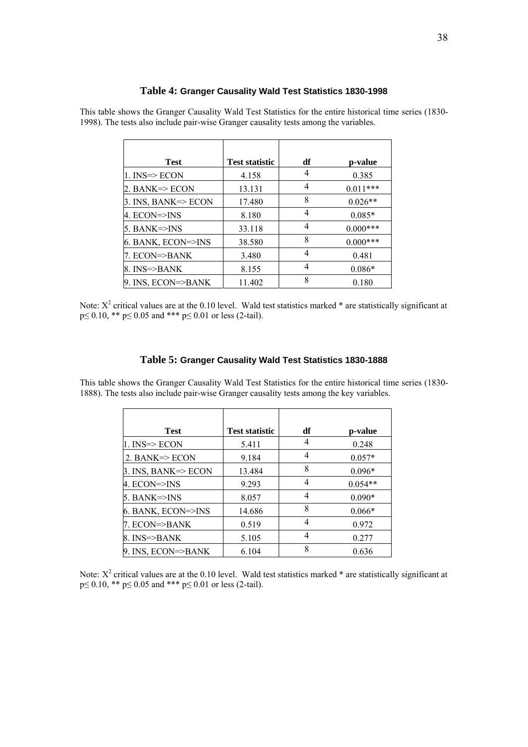### **Table 4:** Granger Causality Wald Test Statistics 1830-1998

This table shows the Granger Causality Wald Test Statistics for the entire historical time series (1830-1998). The tests also include pair-wise Granger causality tests among the variables.

| Test | Test statistic | df | p-value |
|---|---|---|---|
| 1. INS=> ECON | 4.158 | 4 | 0.385 |
| 2. BANK=> ECON | 13.131 | 4 | 0.011*** |
| 3. INS, BANK=> ECON | 17.480 | 8 | 0.026** |
| 4. ECON=>INS | 8.180 | 4 | 0.085* |
| 5. BANK=>INS | 33.118 | 4 | 0.000*** |
| 6. BANK, ECON=>INS | 38.580 | 8 | 0.000*** |
| 7. ECON=>BANK | 3.480 | 4 | 0.481 |
| 8. INS=>BANK | 8.155 | 4 | 0.086* |
| 9. INS, ECON=>BANK | 11.402 | 8 | 0.180 |

Note: $X^2$ critical values are at the 0.10 level. Wald test statistics marked * are statistically significant at $p \leq 0.10$, ** $p \leq 0.05$ and *** $p \leq 0.01$ or less (2-tail).

### **Table 5:** Granger Causality Wald Test Statistics 1830-1888

This table shows the Granger Causality Wald Test Statistics for the entire historical time series (1830-1888). The tests also include pair-wise Granger causality tests among the key variables.

| Test | Test statistic | df | p-value |
|---|---|---|---|
| 1. INS=> ECON | 5.411 | 4 | 0.248 |
| 2. BANK=> ECON | 9.184 | 4 | 0.057* |
| 3. INS, BANK=> ECON | 13.484 | 8 | 0.096* |
| 4. ECON=>INS | 9.293 | 4 | 0.054** |
| 5. BANK=>INS | 8.057 | 4 | 0.090* |
| 6. BANK, ECON=>INS | 14.686 | 8 | 0.066* |
| 7. ECON=>BANK | 0.519 | 4 | 0.972 |
| 8. INS=>BANK | 5.105 | 4 | 0.277 |
| 9. INS, ECON=>BANK | 6.104 | 8 | 0.636 |

Note: $X^2$ critical values are at the 0.10 level. Wald test statistics marked * are statistically significant at $p \leq 0.10$, ** $p \leq 0.05$ and *** $p \leq 0.01$ or less (2-tail).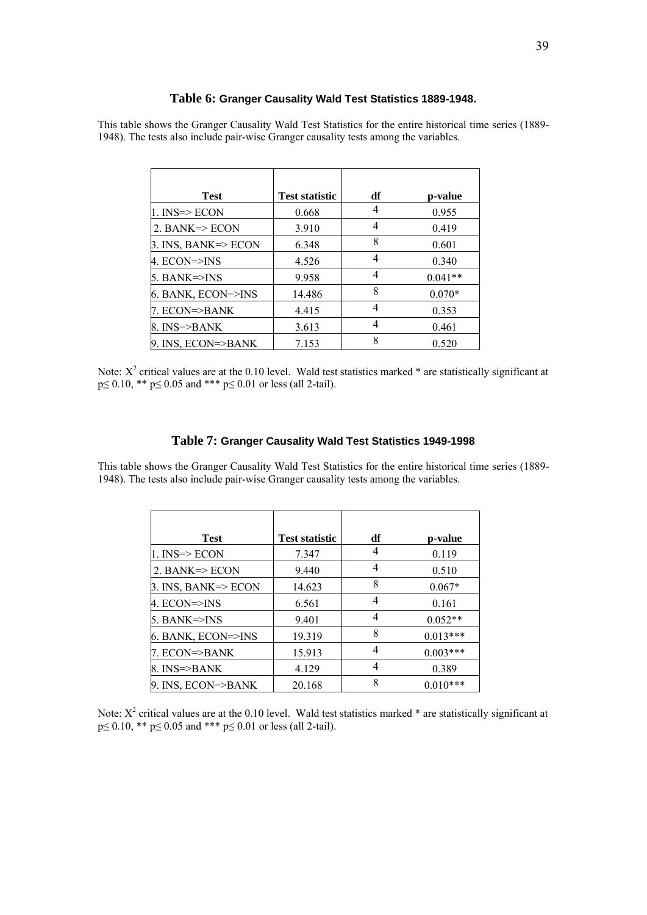### Table 6: Granger Causality Wald Test Statistics 1889-1948.

This table shows the Granger Causality Wald Test Statistics for the entire historical time series (1889-1948). The tests also include pair-wise Granger causality tests among the variables.

| Test | Test statistic | df | p-value |
|---|---|---|---|
| 1. INS=> ECON | 0.668 | 4 | 0.955 |
| 2. BANK=> ECON | 3.910 | 4 | 0.419 |
| 3. INS, BANK=> ECON | 6.348 | 8 | 0.601 |
| 4. ECON=>INS | 4.526 | 4 | 0.340 |
| 5. BANK=>INS | 9.958 | 4 | 0.041** |
| 6. BANK, ECON=>INS | 14.486 | 8 | 0.070* |
| 7. ECON=>BANK | 4.415 | 4 | 0.353 |
| 8. INS=>BANK | 3.613 | 4 | 0.461 |
| 9. INS, ECON=>BANK | 7.153 | 8 | 0.520 |

Note: $X^2$ critical values are at the 0.10 level. Wald test statistics marked * are statistically significant at $p \leq 0.10$, ** $p \leq 0.05$ and *** $p \leq 0.01$ or less (all 2-tail).

### Table 7: Granger Causality Wald Test Statistics 1949-1998

This table shows the Granger Causality Wald Test Statistics for the entire historical time series (1889-1948). The tests also include pair-wise Granger causality tests among the variables.

| Test | Test statistic | df | p-value |
|---|---|---|---|
| 1. INS=> ECON | 7.347 | 4 | 0.119 |
| 2. BANK=> ECON | 9.440 | 4 | 0.510 |
| 3. INS, BANK=> ECON | 14.623 | 8 | 0.067* |
| 4. ECON=>INS | 6.561 | 4 | 0.161 |
| 5. BANK=>INS | 9.401 | 4 | 0.052** |
| 6. BANK, ECON=>INS | 19.319 | 8 | 0.013*** |
| 7. ECON=>BANK | 15.913 | 4 | 0.003*** |
| 8. INS=>BANK | 4.129 | 4 | 0.389 |
| 9. INS, ECON=>BANK | 20.168 | 8 | 0.010*** |

Note: $X^2$ critical values are at the 0.10 level. Wald test statistics marked * are statistically significant at $p \leq 0.10$, ** $p \leq 0.05$ and *** $p \leq 0.01$ or less (all 2-tail).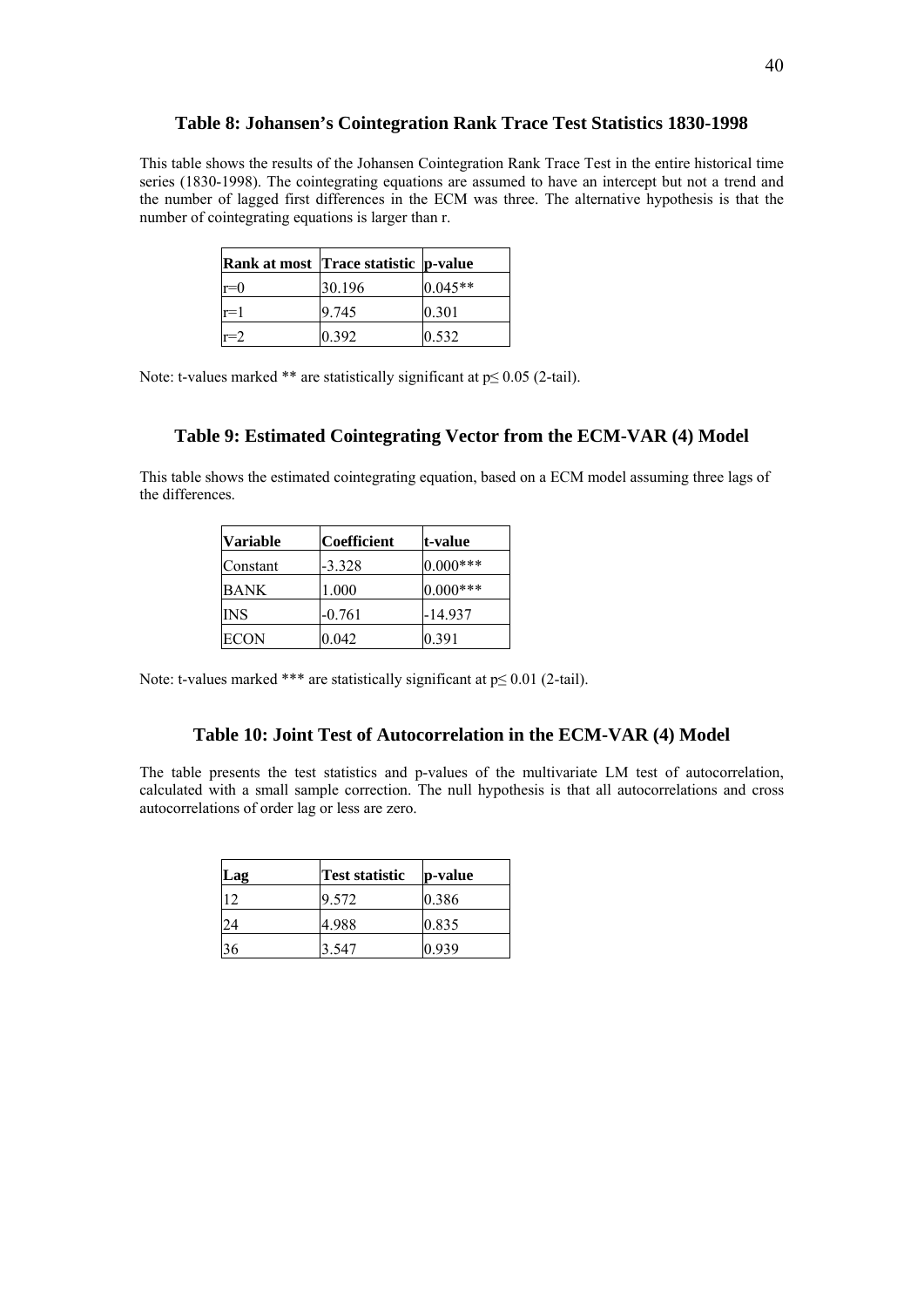## Table 8: Johansen's Cointegration Rank Trace Test Statistics 1830-1998

This table shows the results of the Johansen Cointegration Rank Trace Test in the entire historical time series (1830-1998). The cointegrating equations are assumed to have an intercept but not a trend and the number of lagged first differences in the ECM was three. The alternative hypothesis is that the number of cointegrating equations is larger than r.

| Rank at most | Trace statistic | p-value |
|---|---|---|
| r=0 | 30.196 | 0.045** |
| r=1 | 9.745 | 0.301 |
| r=2 | 0.392 | 0.532 |

Note: t-values marked ** are statistically significant at $p \leq 0.05$ (2-tail).

## Table 9: Estimated Cointegrating Vector from the ECM-VAR (4) Model

This table shows the estimated cointegrating equation, based on a ECM model assuming three lags of the differences.

| Variable | Coefficient | t-value |
|---|---|---|
| Constant | -3.328 | 0.000*** |
| BANK | 1.000 | 0.000*** |
| INS | -0.761 | -14.937 |
| ECON | 0.042 | 0.391 |

Note: t-values marked *** are statistically significant at $p \leq 0.01$ (2-tail).

## Table 10: Joint Test of Autocorrelation in the ECM-VAR (4) Model

The table presents the test statistics and p-values of the multivariate LM test of autocorrelation, calculated with a small sample correction. The null hypothesis is that all autocorrelations and cross autocorrelations of order lag or less are zero.

| Lag | Test statistic | p-value |
|---|---|---|
| 12 | 9.572 | 0.386 |
| 24 | 4.988 | 0.835 |
| 36 | 3.547 | 0.939 |